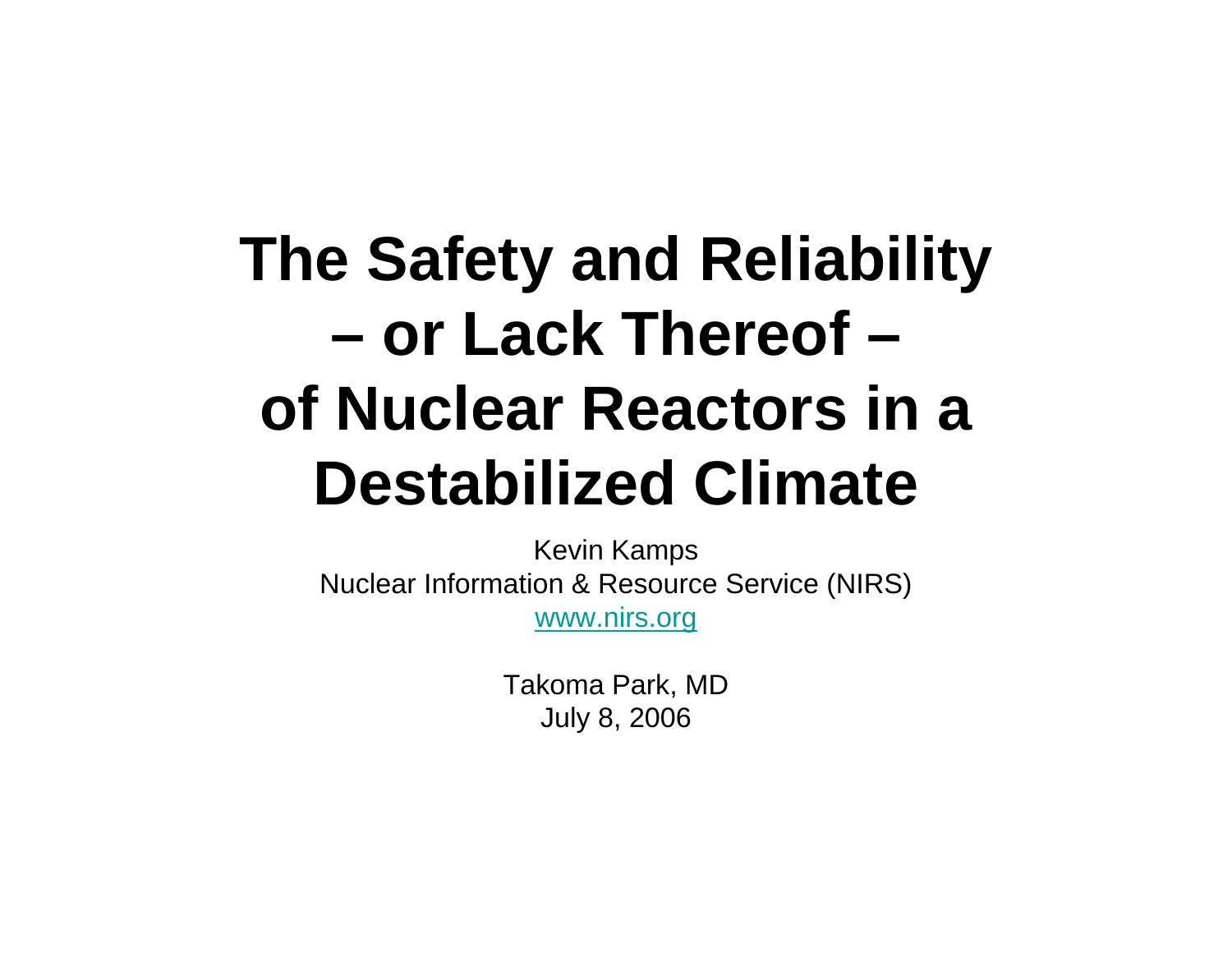# The Safety and Reliability – or Lack Thereof – of Nuclear Reactors in a Destabilized Climate

Kevin Kamps
Nuclear Information & Resource Service (NIRS)
www.nirs.org

Takoma Park, MD
July 8, 2006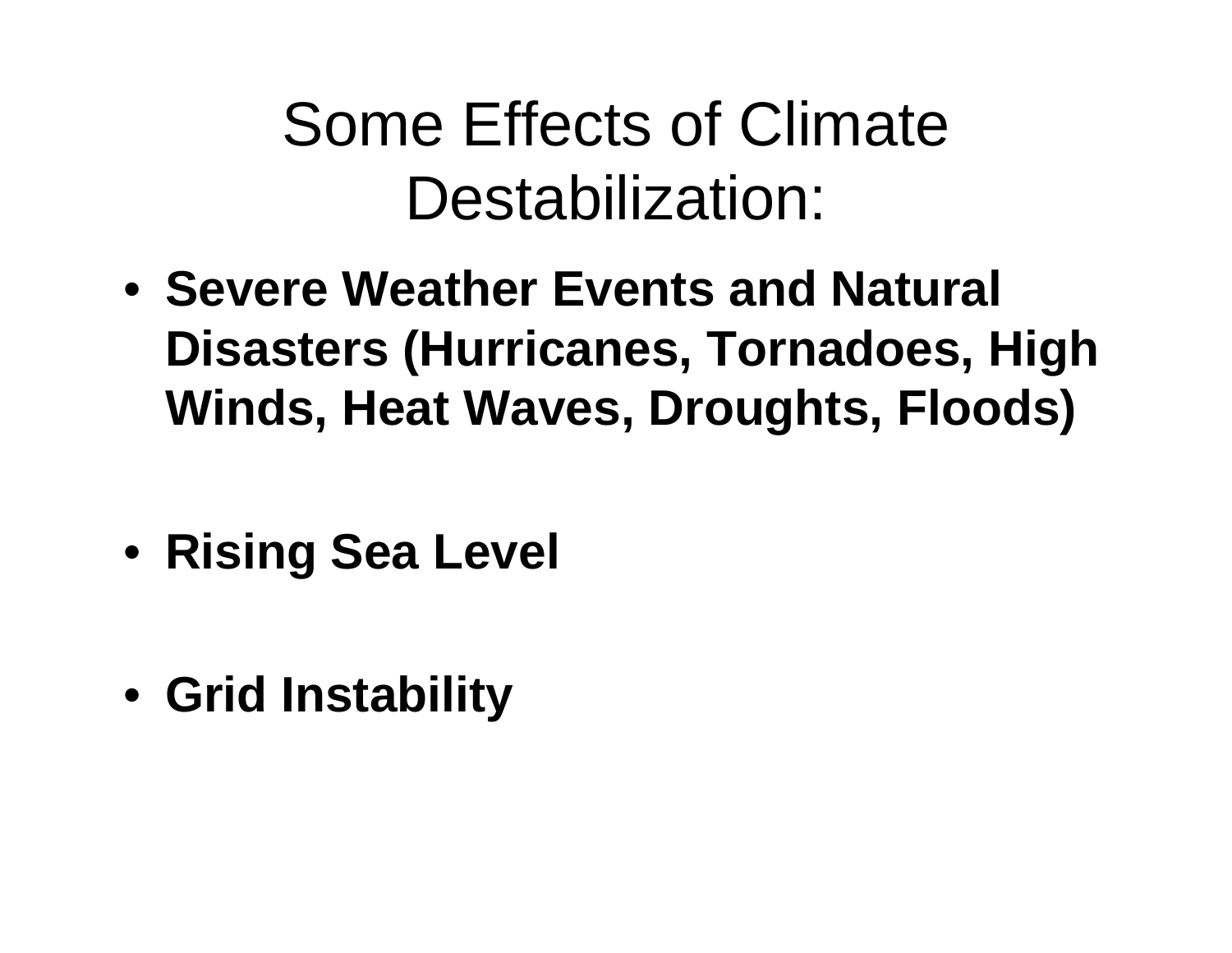# Some Effects of Climate Destabilization:

- **Severe Weather Events and Natural Disasters (Hurricanes, Tornadoes, High Winds, Heat Waves, Droughts, Floods)**
- **Rising Sea Level**
- **Grid Instability**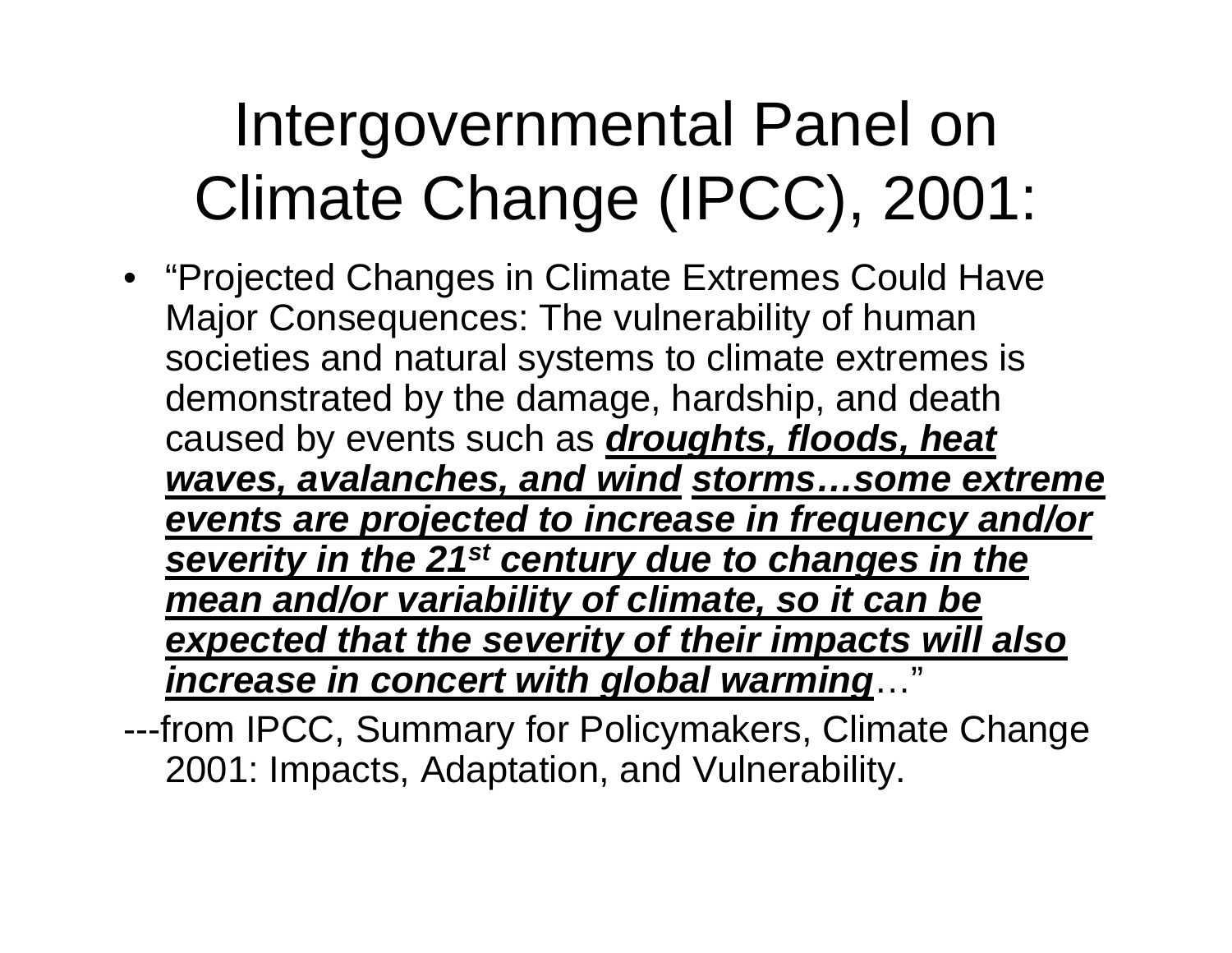# Intergovernmental Panel on Climate Change (IPCC), 2001:

- "Projected Changes in Climate Extremes Could Have Major Consequences: The vulnerability of human societies and natural systems to climate extremes is demonstrated by the damage, hardship, and death caused by events such as ***<u>droughts, floods, heat waves, avalanches, and wind storms…some extreme events are projected to increase in frequency and/or severity in the 21st century due to changes in the mean and/or variability of climate, so it can be expected that the severity of their impacts will also increase in concert with global warming</u>***…"

---from IPCC, Summary for Policymakers, Climate Change 2001: Impacts, Adaptation, and Vulnerability.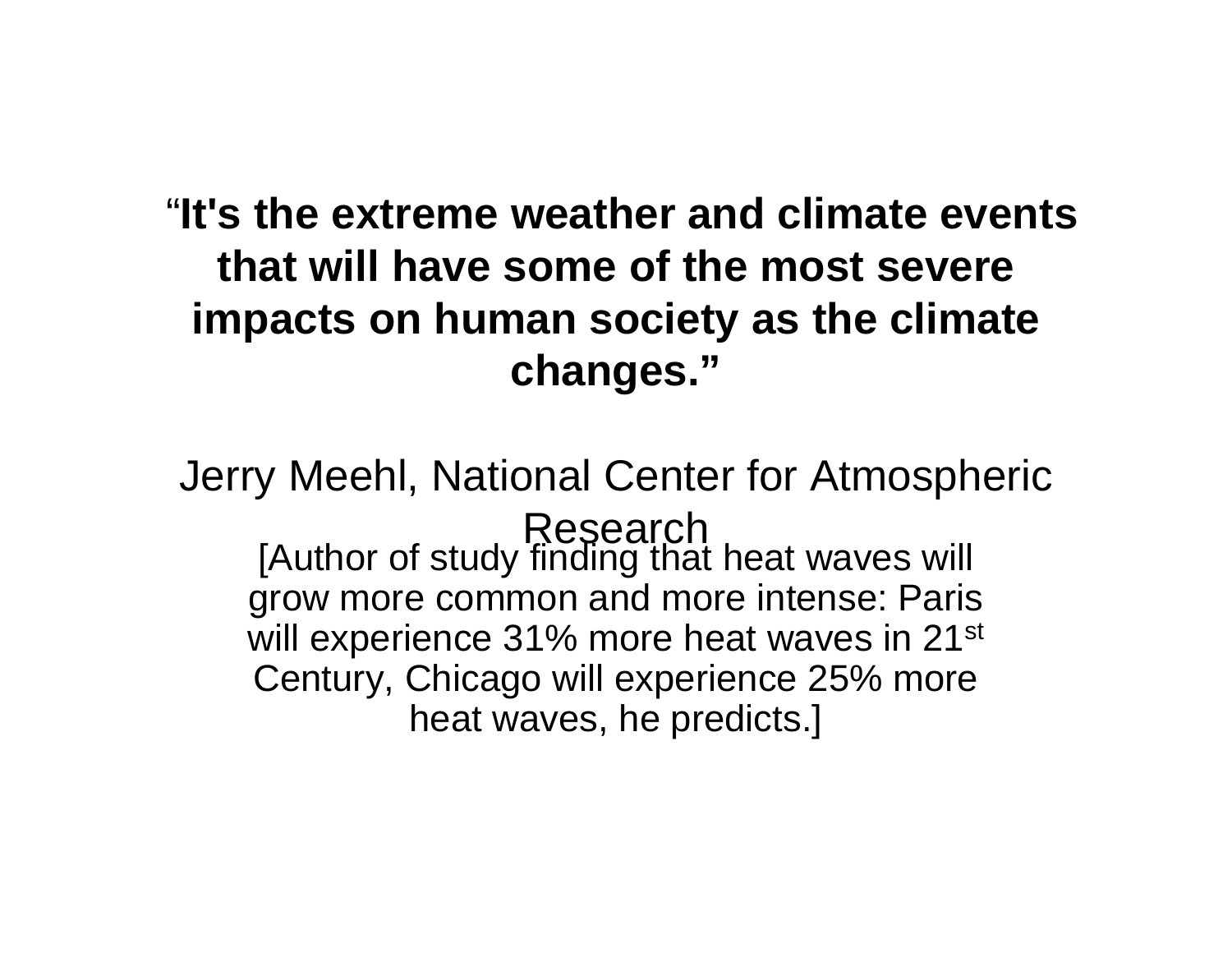**"It's the extreme weather and climate events that will have some of the most severe impacts on human society as the climate changes."**

Jerry Meehl, National Center for Atmospheric Research

[Author of study finding that heat waves will grow more common and more intense: Paris will experience 31% more heat waves in 21st Century, Chicago will experience 25% more heat waves, he predicts.]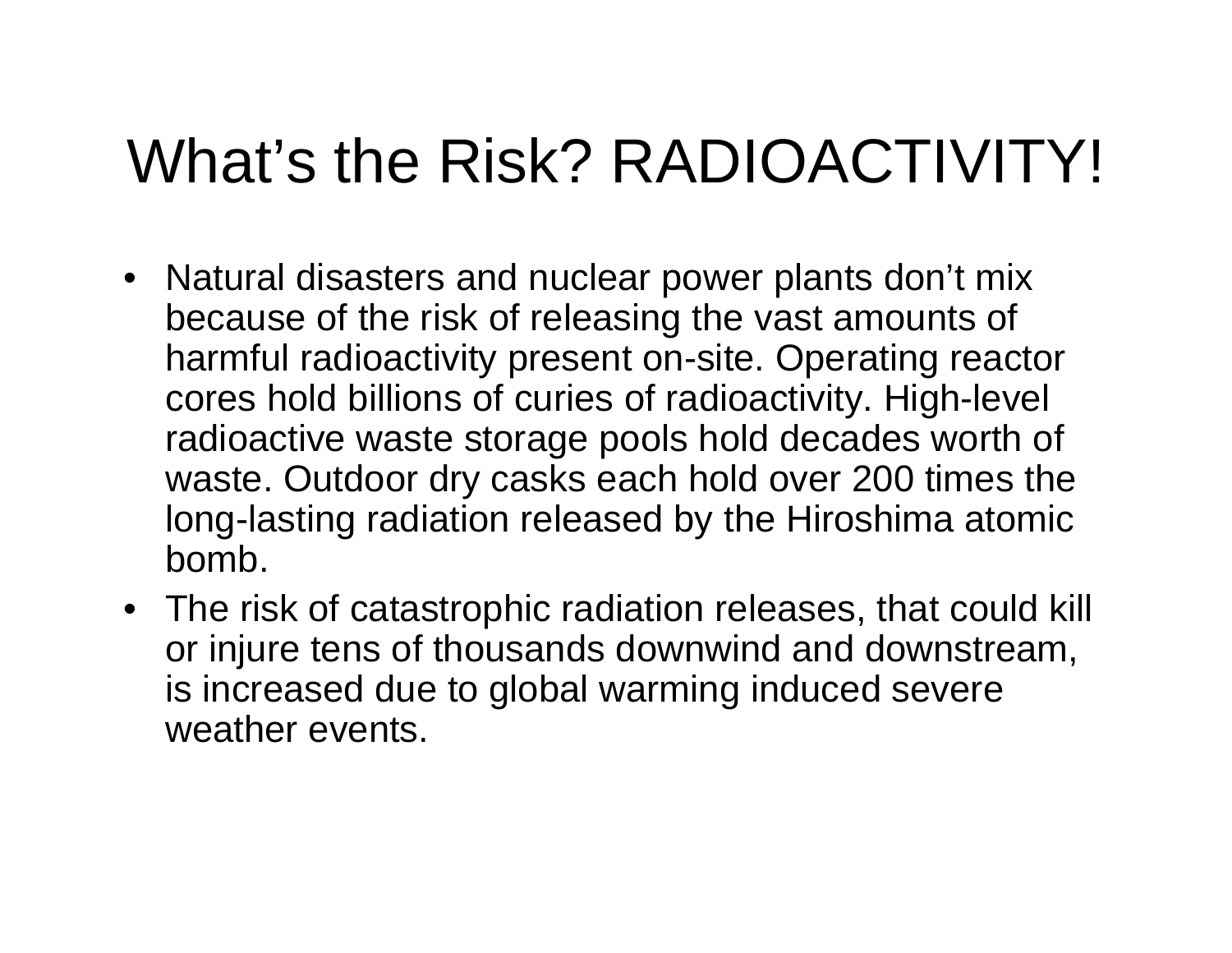# What's the Risk? RADIOACTIVITY!

- Natural disasters and nuclear power plants don't mix because of the risk of releasing the vast amounts of harmful radioactivity present on-site. Operating reactor cores hold billions of curies of radioactivity. High-level radioactive waste storage pools hold decades worth of waste. Outdoor dry casks each hold over 200 times the long-lasting radiation released by the Hiroshima atomic bomb.
- The risk of catastrophic radiation releases, that could kill or injure tens of thousands downwind and downstream, is increased due to global warming induced severe weather events.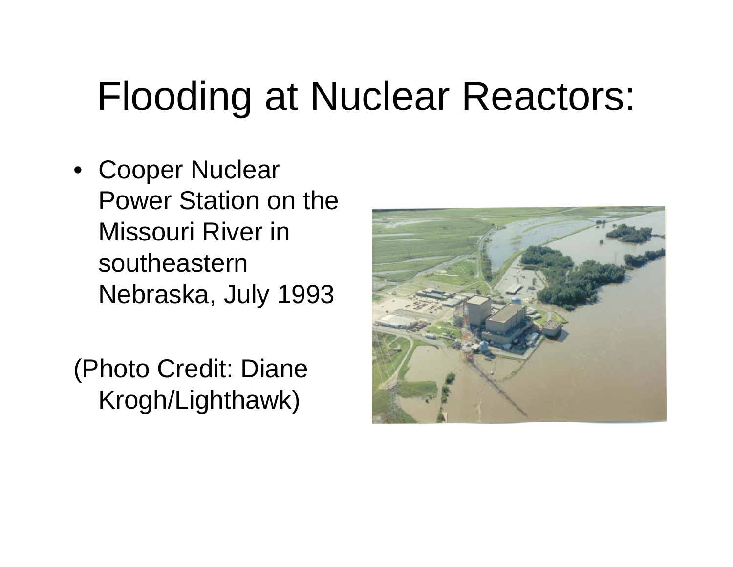# Flooding at Nuclear Reactors:

- Cooper Nuclear Power Station on the Missouri River in southeastern Nebraska, July 1993

(Photo Credit: Diane Krogh/Lighthawk)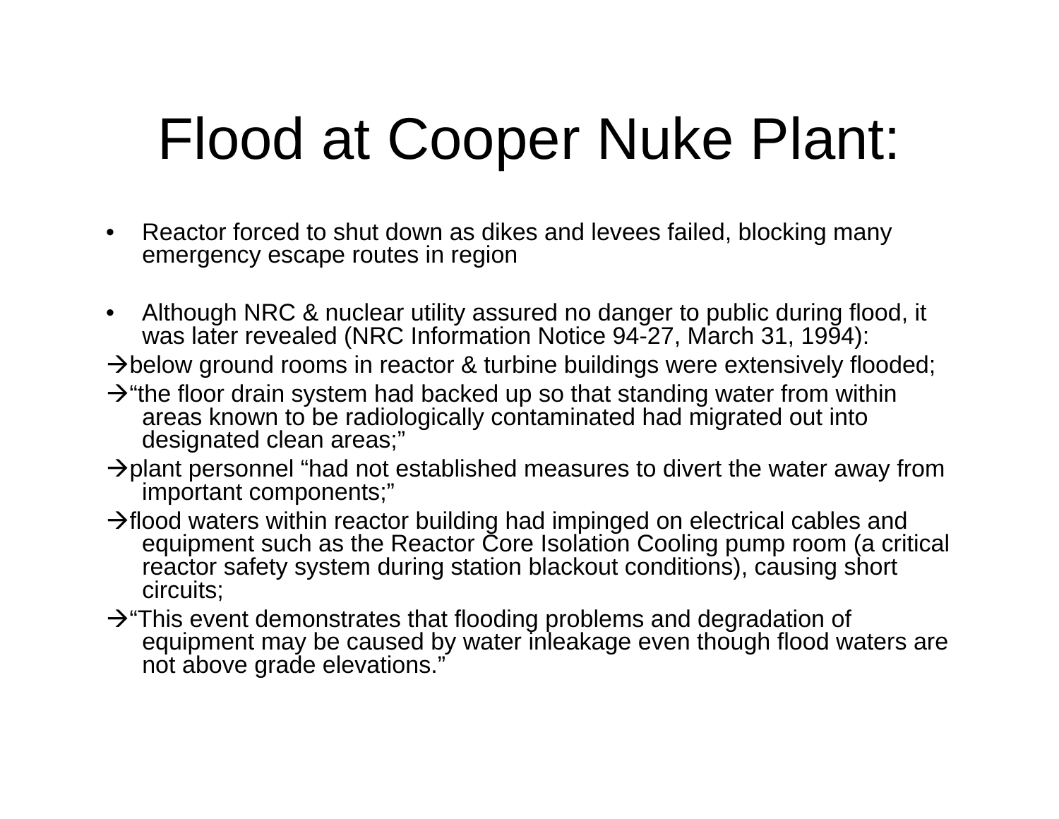# Flood at Cooper Nuke Plant:

- Reactor forced to shut down as dikes and levees failed, blocking many emergency escape routes in region

- Although NRC & nuclear utility assured no danger to public during flood, it was later revealed (NRC Information Notice 94-27, March 31, 1994):

→below ground rooms in reactor & turbine buildings were extensively flooded;

→"the floor drain system had backed up so that standing water from within areas known to be radiologically contaminated had migrated out into designated clean areas;"

→plant personnel "had not established measures to divert the water away from important components;"

→flood waters within reactor building had impinged on electrical cables and equipment such as the Reactor Core Isolation Cooling pump room (a critical reactor safety system during station blackout conditions), causing short circuits;

→"This event demonstrates that flooding problems and degradation of equipment may be caused by water inleakage even though flood waters are not above grade elevations."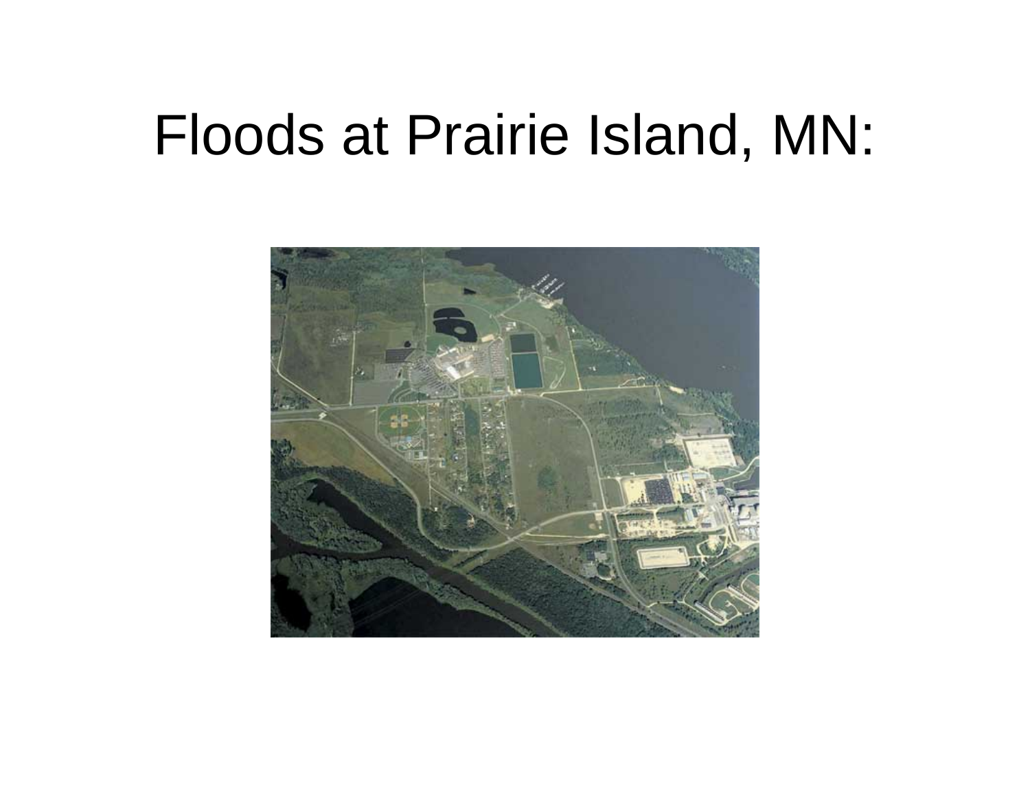# Floods at Prairie Island, MN: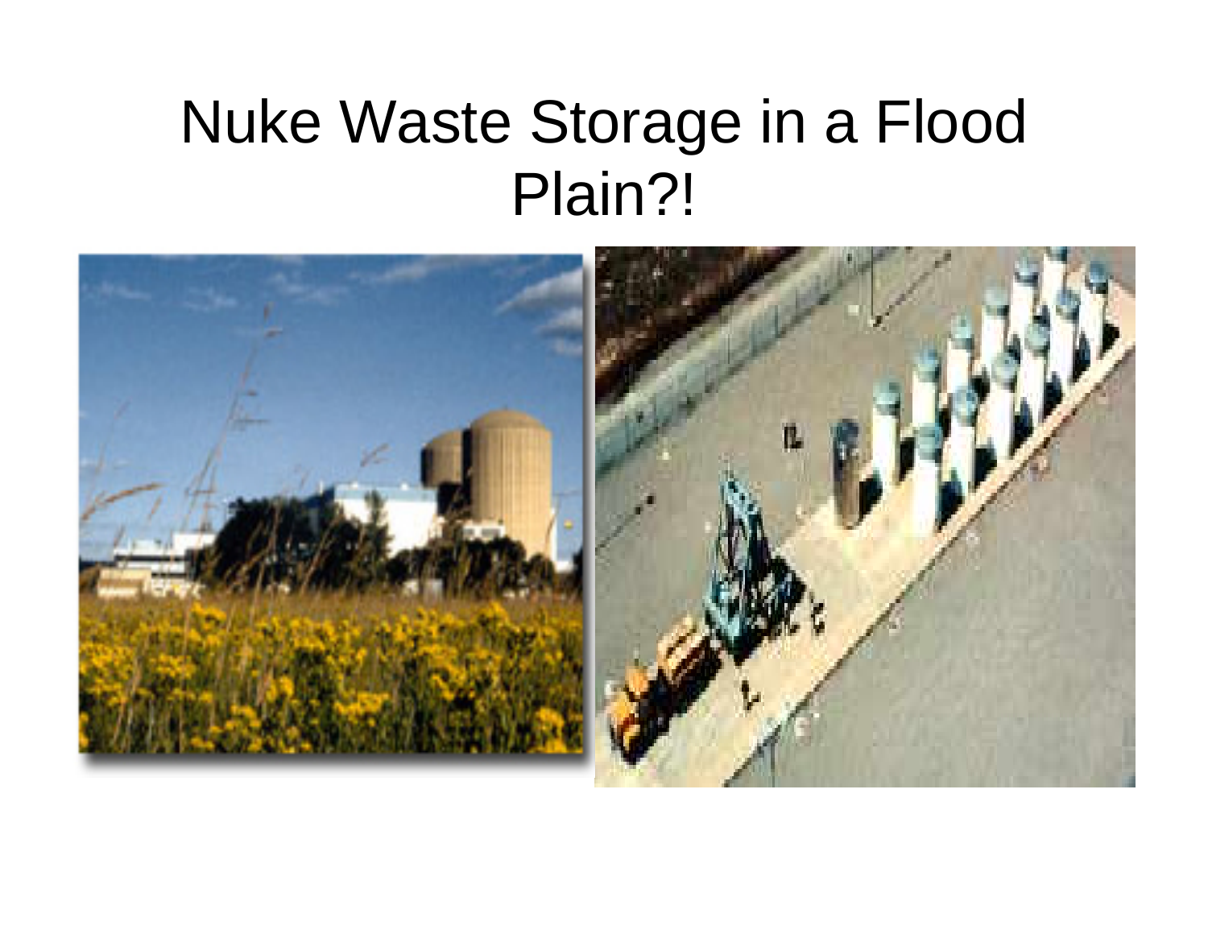# Nuke Waste Storage in a Flood Plain?!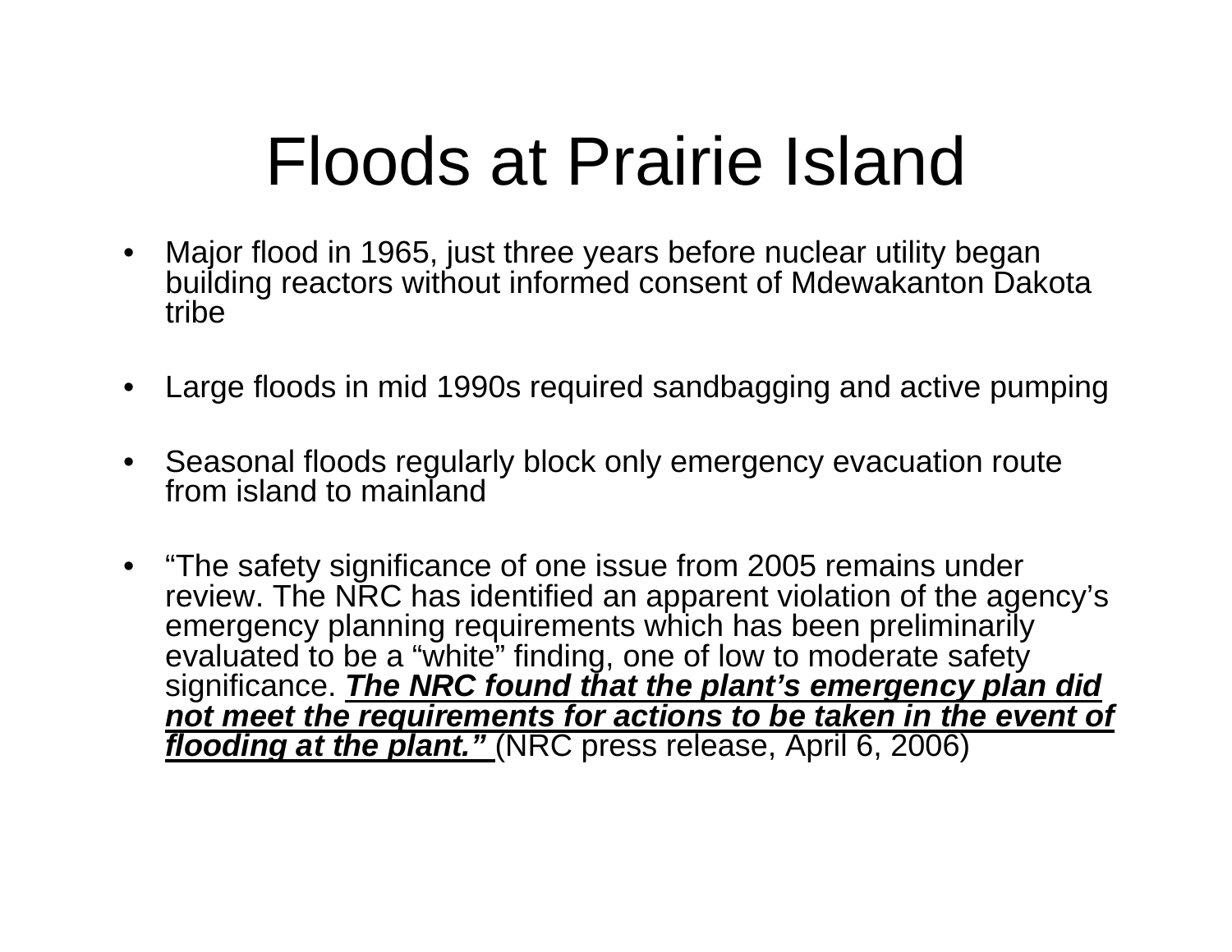# Floods at Prairie Island

- Major flood in 1965, just three years before nuclear utility began building reactors without informed consent of Mdewakanton Dakota tribe

- Large floods in mid 1990s required sandbagging and active pumping

- Seasonal floods regularly block only emergency evacuation route from island to mainland

- "The safety significance of one issue from 2005 remains under review. The NRC has identified an apparent violation of the agency's emergency planning requirements which has been preliminarily evaluated to be a "white" finding, one of low to moderate safety significance. <u>***The NRC found that the plant's emergency plan did not meet the requirements for actions to be taken in the event of flooding at the plant."***</u> (NRC press release, April 6, 2006)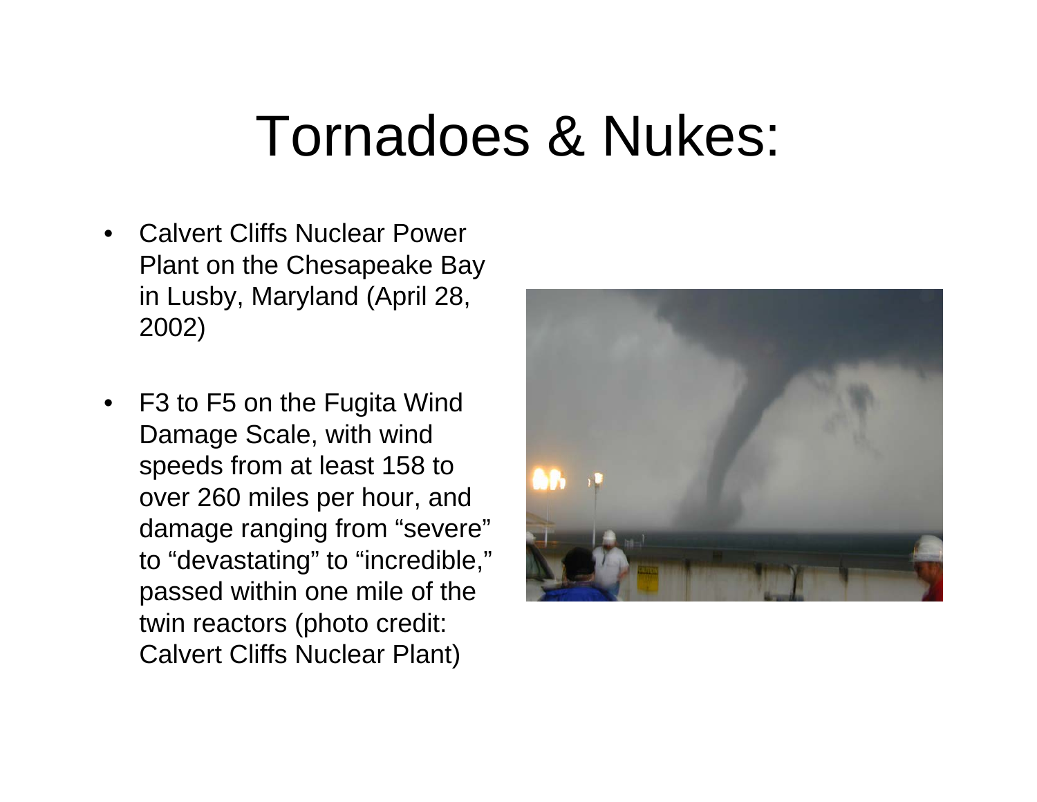# Tornadoes & Nukes:

- Calvert Cliffs Nuclear Power Plant on the Chesapeake Bay in Lusby, Maryland (April 28, 2002)
- F3 to F5 on the Fugita Wind Damage Scale, with wind speeds from at least 158 to over 260 miles per hour, and damage ranging from "severe" to "devastating" to "incredible," passed within one mile of the twin reactors (photo credit: Calvert Cliffs Nuclear Plant)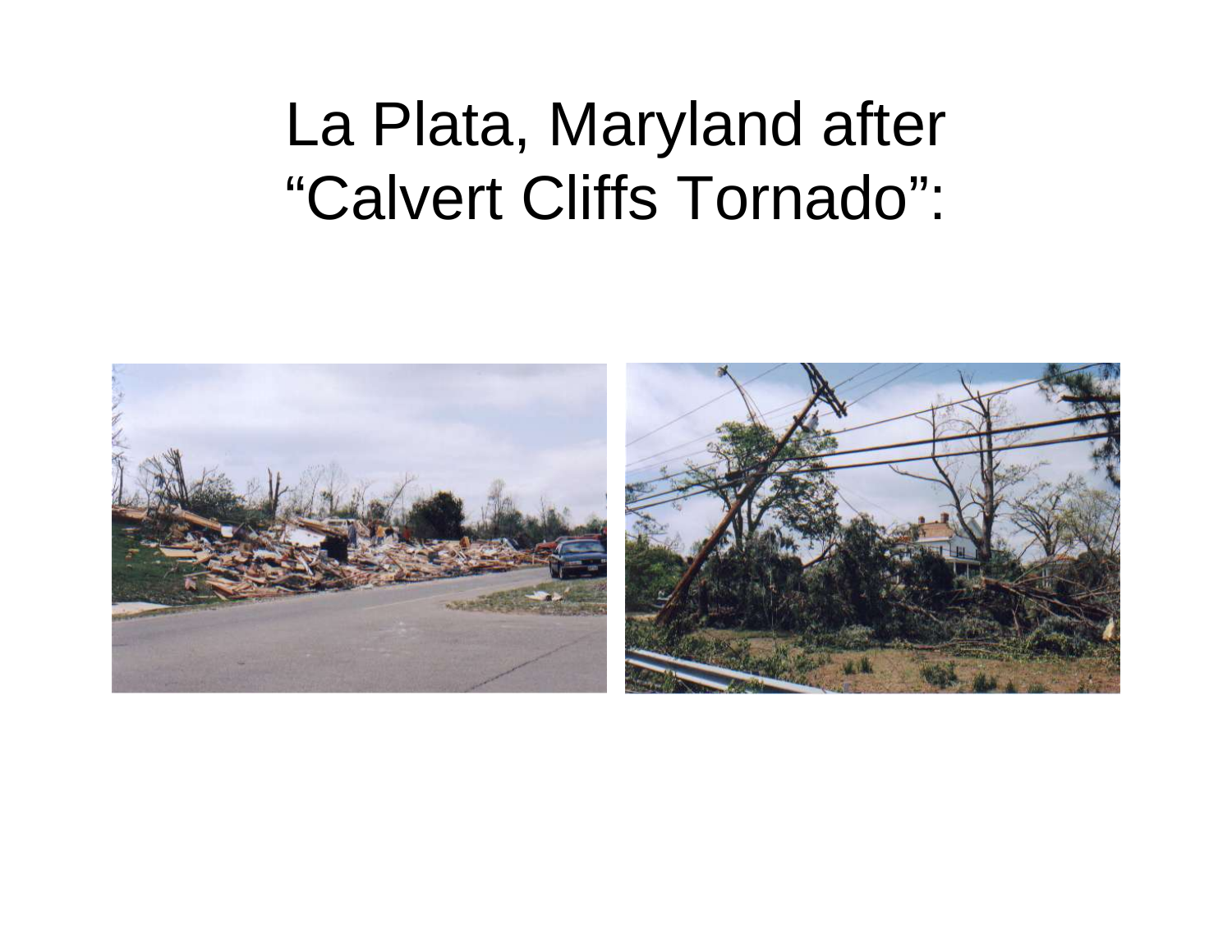# La Plata, Maryland after "Calvert Cliffs Tornado":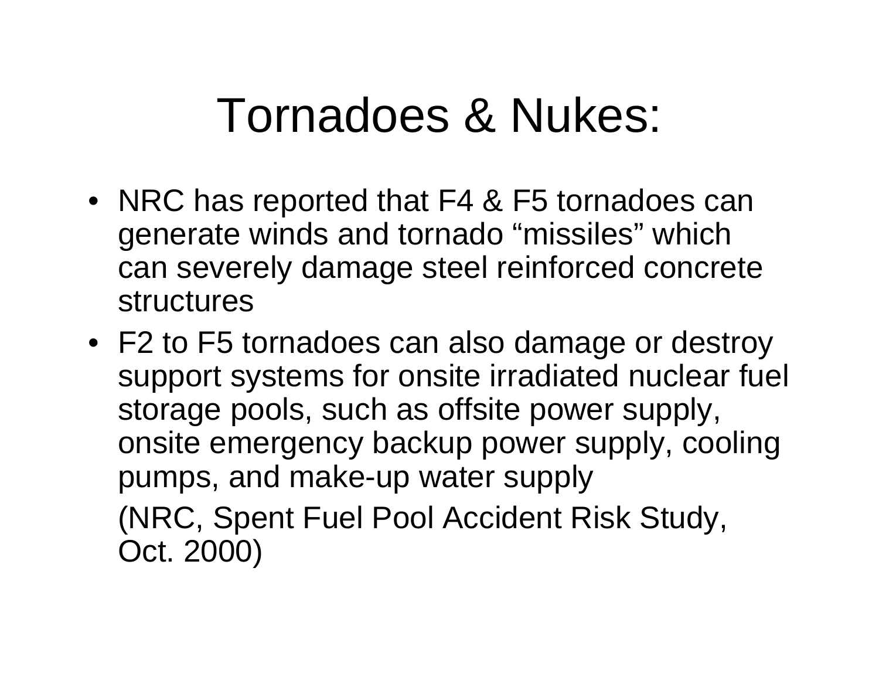# Tornadoes & Nukes:

- NRC has reported that F4 & F5 tornadoes can generate winds and tornado "missiles" which can severely damage steel reinforced concrete structures
- F2 to F5 tornadoes can also damage or destroy support systems for onsite irradiated nuclear fuel storage pools, such as offsite power supply, onsite emergency backup power supply, cooling pumps, and make-up water supply

  (NRC, Spent Fuel Pool Accident Risk Study, Oct. 2000)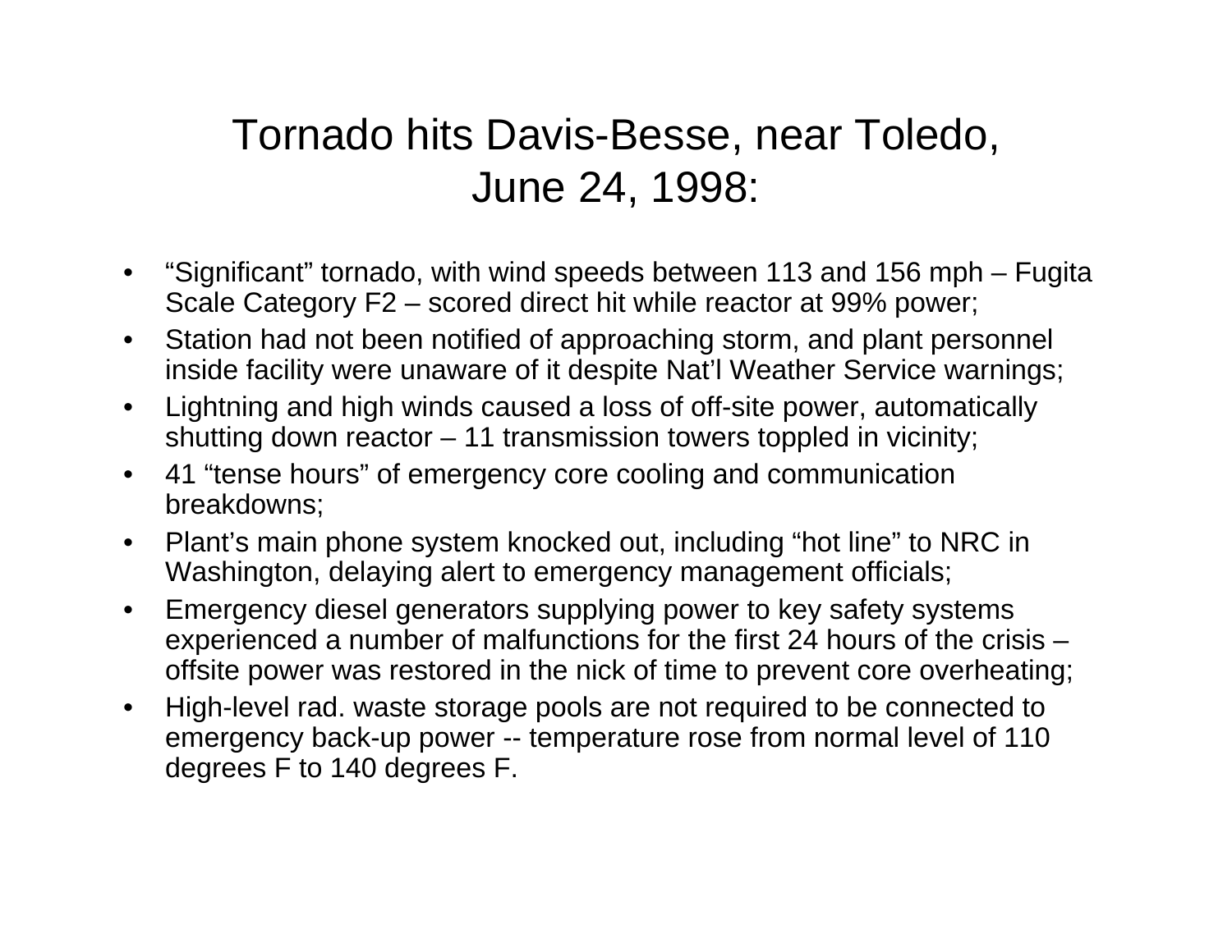# Tornado hits Davis-Besse, near Toledo, June 24, 1998:

- "Significant" tornado, with wind speeds between 113 and 156 mph – Fugita Scale Category F2 – scored direct hit while reactor at 99% power;
- Station had not been notified of approaching storm, and plant personnel inside facility were unaware of it despite Nat'l Weather Service warnings;
- Lightning and high winds caused a loss of off-site power, automatically shutting down reactor – 11 transmission towers toppled in vicinity;
- 41 "tense hours" of emergency core cooling and communication breakdowns;
- Plant's main phone system knocked out, including "hot line" to NRC in Washington, delaying alert to emergency management officials;
- Emergency diesel generators supplying power to key safety systems experienced a number of malfunctions for the first 24 hours of the crisis – offsite power was restored in the nick of time to prevent core overheating;
- High-level rad. waste storage pools are not required to be connected to emergency back-up power -- temperature rose from normal level of 110 degrees F to 140 degrees F.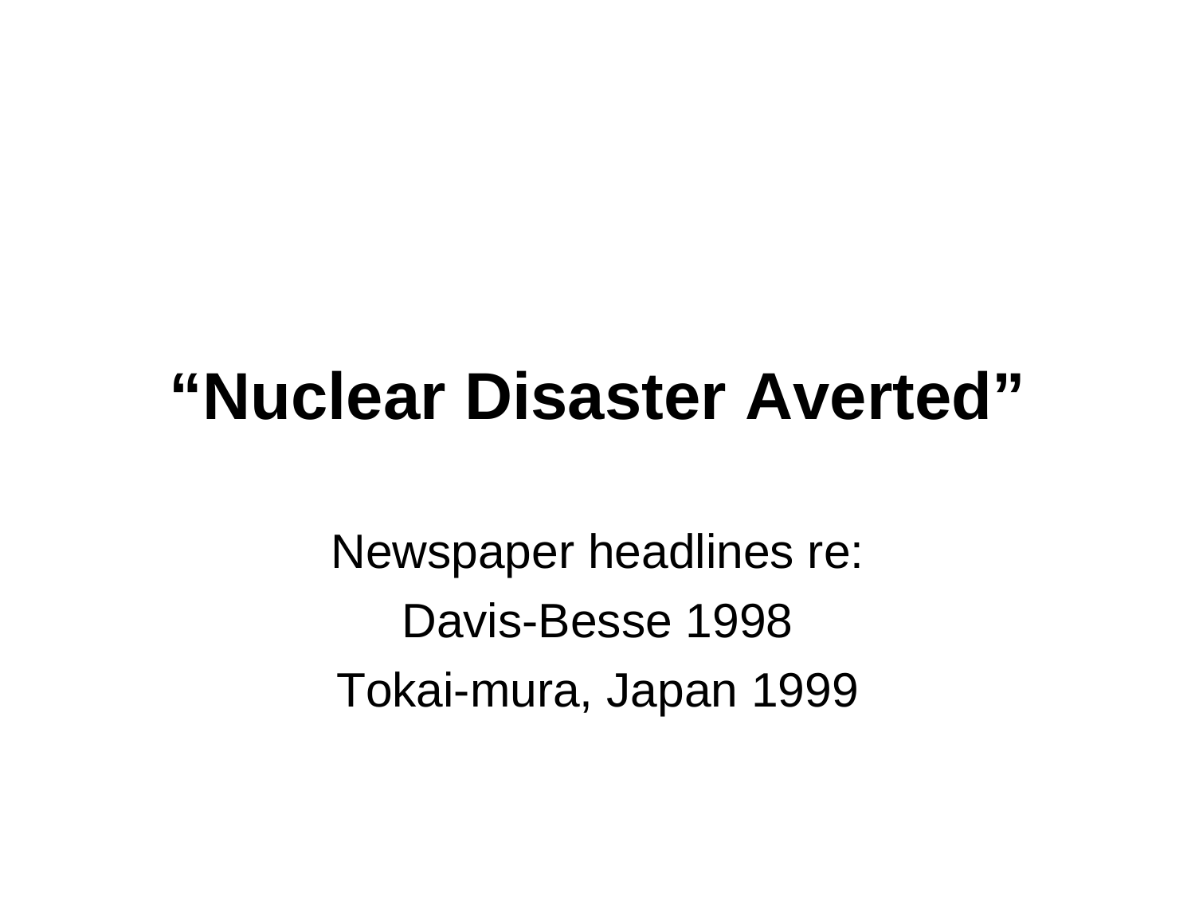# “Nuclear Disaster Averted”

Newspaper headlines re:

Davis-Besse 1998

Tokai-mura, Japan 1999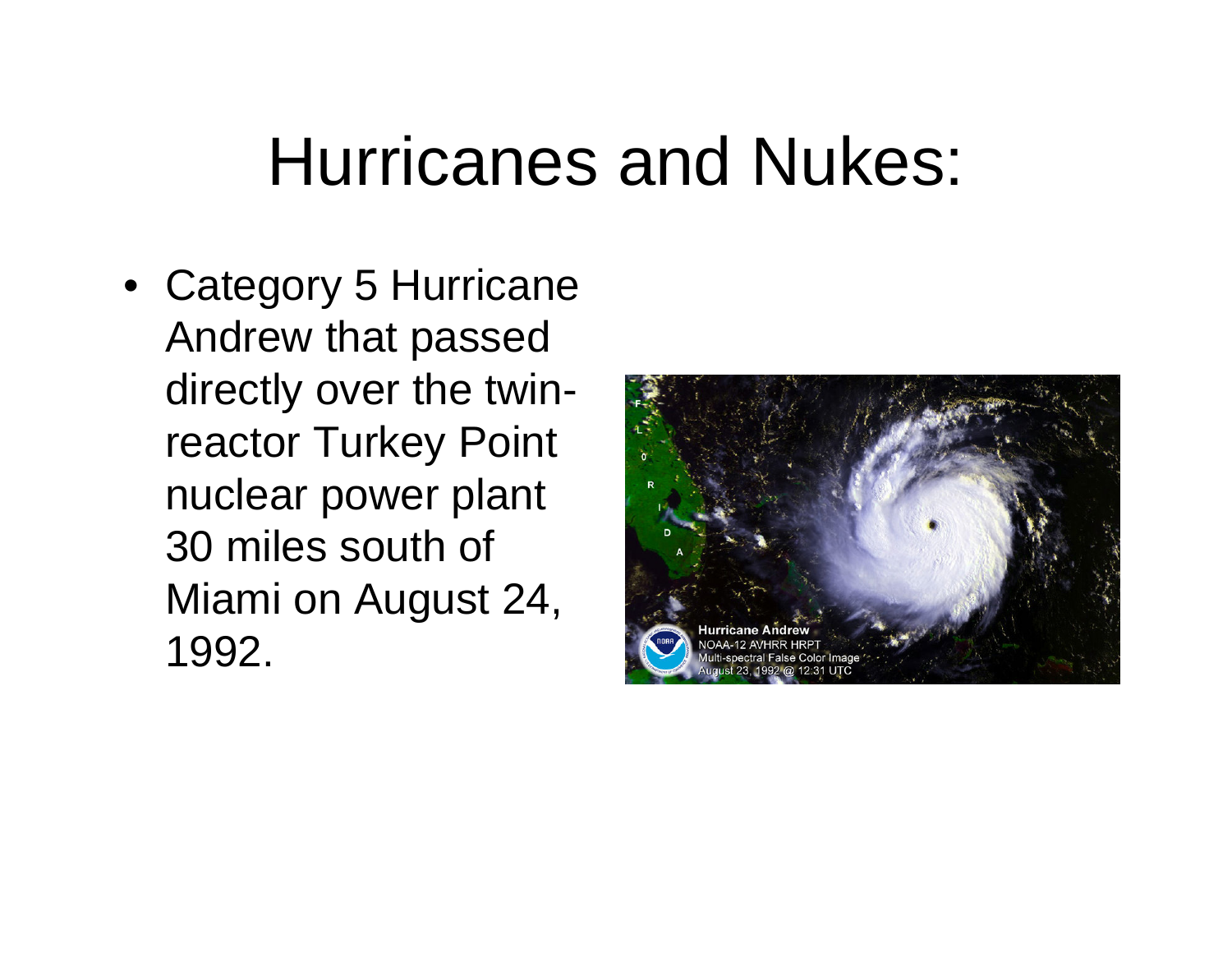# Hurricanes and Nukes:

- Category 5 Hurricane Andrew that passed directly over the twin-reactor Turkey Point nuclear power plant 30 miles south of Miami on August 24, 1992.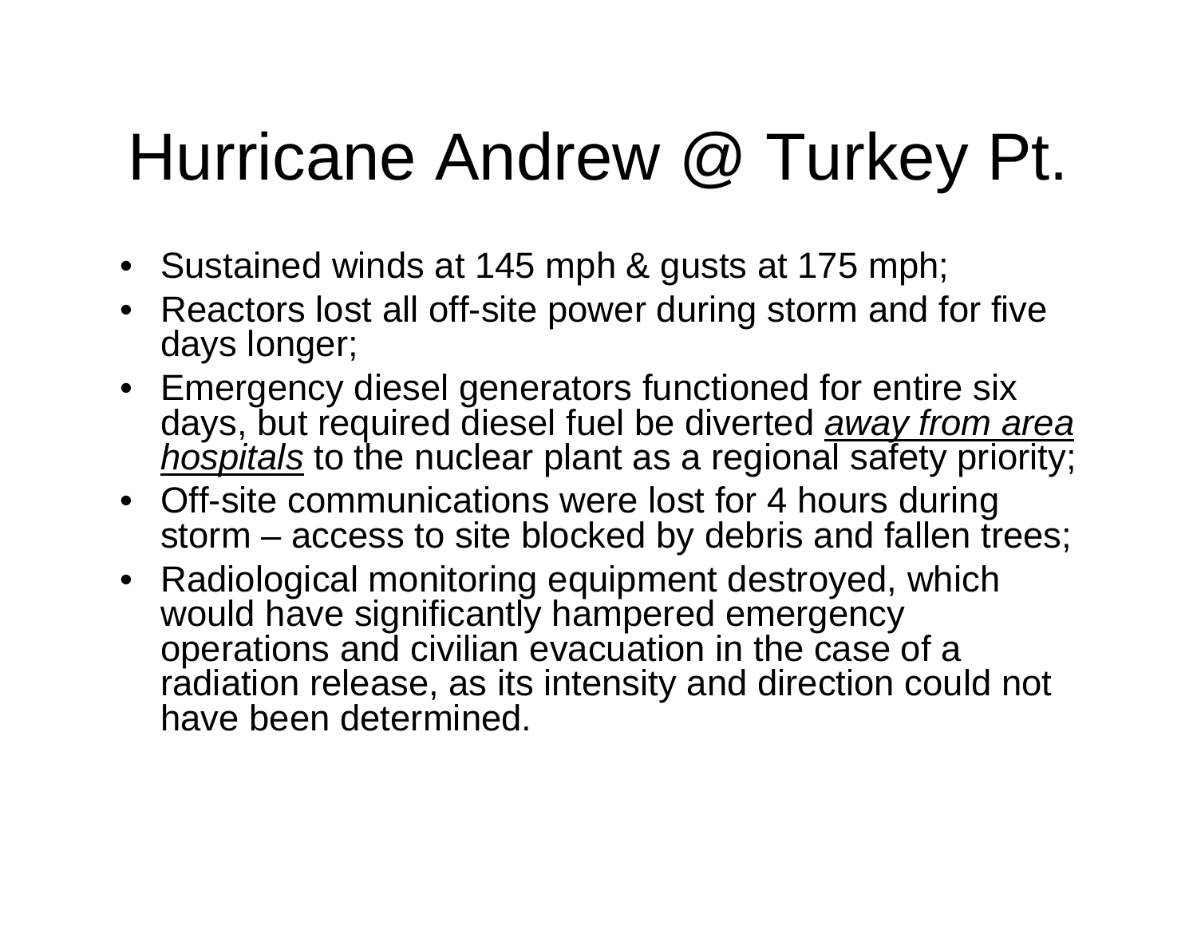# Hurricane Andrew @ Turkey Pt.

- Sustained winds at 145 mph & gusts at 175 mph;
- Reactors lost all off-site power during storm and for five days longer;
- Emergency diesel generators functioned for entire six days, but required diesel fuel be diverted <u>*away from area hospitals*</u> to the nuclear plant as a regional safety priority;
- Off-site communications were lost for 4 hours during storm – access to site blocked by debris and fallen trees;
- Radiological monitoring equipment destroyed, which would have significantly hampered emergency operations and civilian evacuation in the case of a radiation release, as its intensity and direction could not have been determined.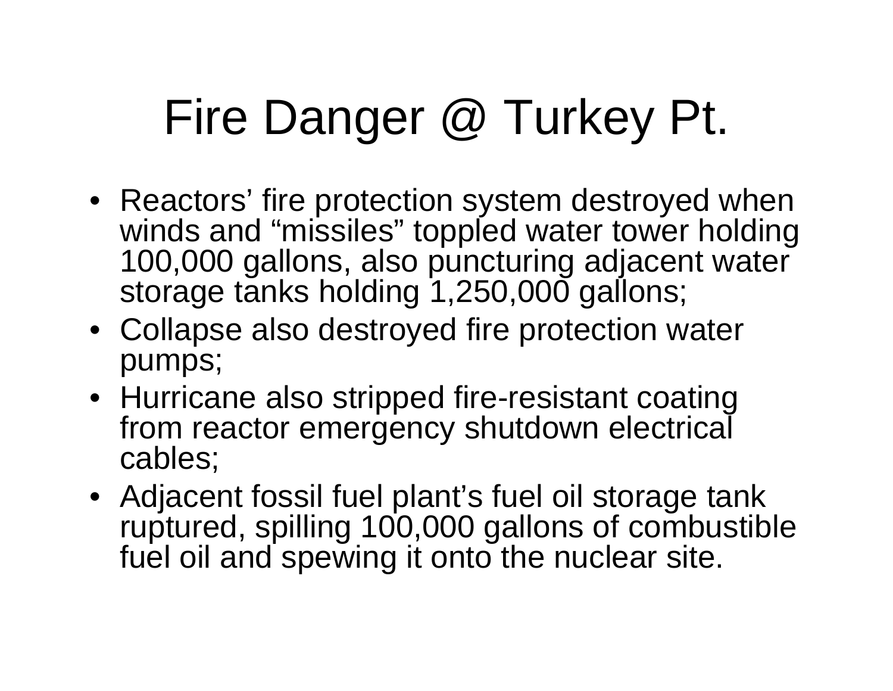# Fire Danger @ Turkey Pt.

- Reactors' fire protection system destroyed when winds and "missiles" toppled water tower holding 100,000 gallons, also puncturing adjacent water storage tanks holding 1,250,000 gallons;
- Collapse also destroyed fire protection water pumps;
- Hurricane also stripped fire-resistant coating from reactor emergency shutdown electrical cables;
- Adjacent fossil fuel plant's fuel oil storage tank ruptured, spilling 100,000 gallons of combustible fuel oil and spewing it onto the nuclear site.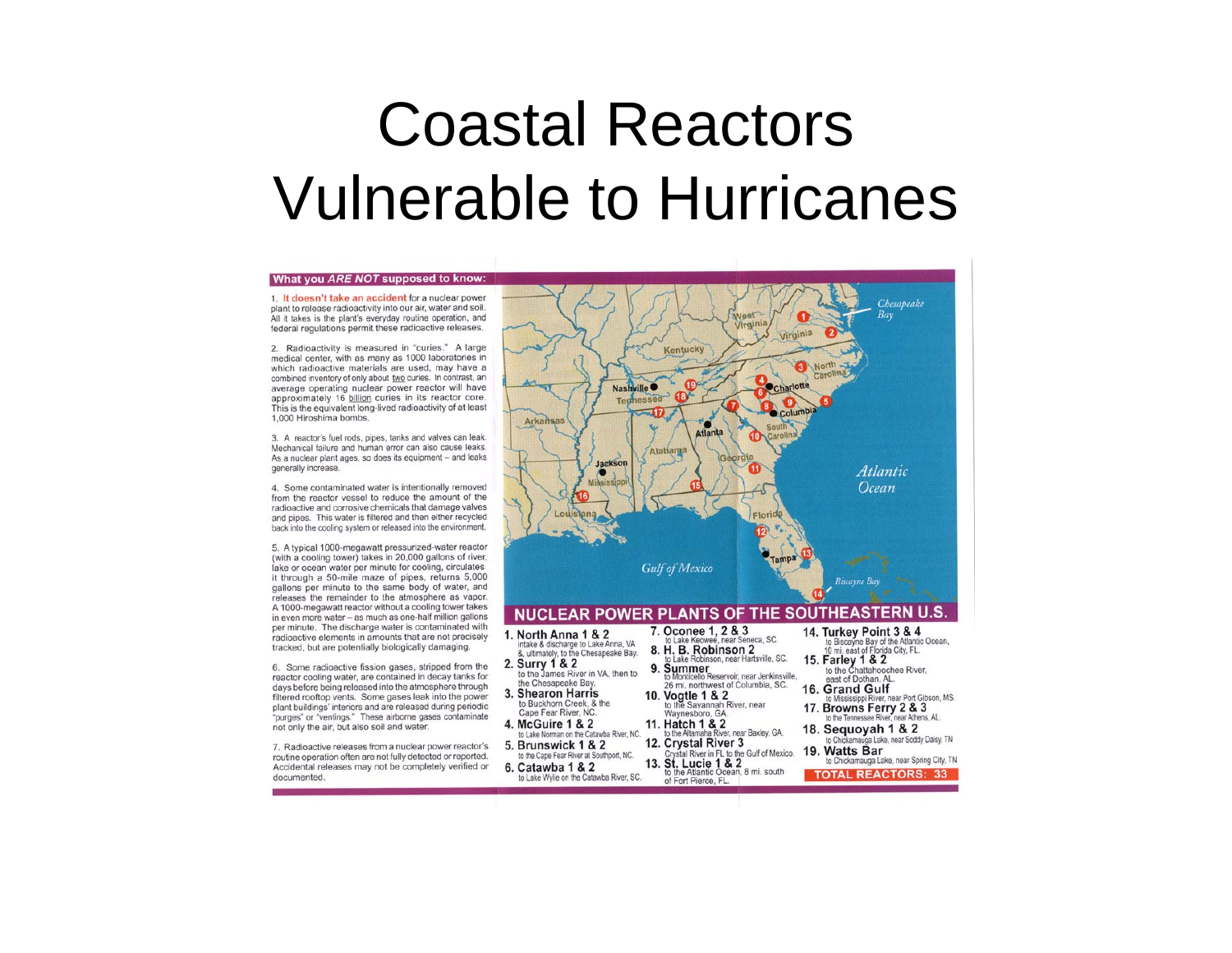# Coastal Reactors Vulnerable to Hurricanes

**What you *ARE NOT* supposed to know:**

1. **It doesn't take an accident** for a nuclear power plant to release radioactivity into our air, water and soil. All it takes is the plant's everyday routine operation, and federal regulations permit these radioactive releases.

2. Radioactivity is measured in "curies." A large medical center, with as many as 1000 laboratories in which radioactive materials are used, may have a combined inventory of only about two curies. In contrast, an average operating nuclear power reactor will have approximately 16 billion curies in its reactor core. This is the equivalent long-lived radioactivity of at least 1,000 Hiroshima bombs.

3. A reactor's fuel rods, pipes, tanks and valves can leak. Mechanical failure and human error can also cause leaks. As a nuclear plant ages, so does its equipment – and leaks generally increase.

4. Some contaminated water is intentionally removed from the reactor vessel to reduce the amount of the radioactive and corrosive chemicals that damage valves and pipes. This water is filtered and then either recycled back into the cooling system or released into the environment.

5. A typical 1000-megawatt pressurized-water reactor (with a cooling tower) takes in 20,000 gallons of river, lake or ocean water per minute for cooling, circulates it through a 50-mile maze of pipes, returns 5,000 gallons per minute to the same body of water, and releases the remainder to the atmosphere as vapor. A 1000-megawatt reactor without a cooling tower takes in even more water – as much as one-half million gallons per minute. The discharge water is contaminated with radioactive elements in amounts that are not precisely tracked, but are potentially biologically damaging.

6. Some radioactive fission gases, stripped from the reactor cooling water, are contained in decay tanks for days before being released into the atmosphere through filtered rooftop vents. Some gases leak into the power plant buildings' interiors and are released during periodic "purges" or "ventings." These airborne gases contaminate not only the air, but also soil and water.

7. Radioactive releases from a nuclear power reactor's routine operation often are not fully detected or reported. Accidental releases may not be completely verified or documented.

## NUCLEAR POWER PLANTS OF THE SOUTHEASTERN U.S.

1. **North Anna 1 & 2** intake & discharge to Lake Anna, VA &, ultimately, to the Chesapeake Bay.
2. **Surry 1 & 2** to the James River in VA, then to the Chesapeake Bay.
3. **Shearon Harris** to Buckhorn Creek, & the Cape Fear River, NC.
4. **McGuire 1 & 2** to Lake Norman on the Catawba River, NC.
5. **Brunswick 1 & 2** to the Cape Fear River at Southport, NC.
6. **Catawba 1 & 2** to Lake Wylie on the Catawba River, SC.
7. **Oconee 1, 2 & 3** to Lake Keowee, near Seneca, SC.
8. **H. B. Robinson 2** to Lake Robinson, near Hartsville, SC.
9. **Summer** to Monticello Reservoir, near Jenkinsville, 26 mi. northwest of Columbia, SC.
10. **Vogtle 1 & 2** to the Savannah River, near Waynesboro, GA.
11. **Hatch 1 & 2** to the Altamaha River, near Baxley, GA.
12. **Crystal River 3** Crystal River in FL to the Gulf of Mexico.
13. **St. Lucie 1 & 2** to the Atlantic Ocean, 8 mi. south of Fort Pierce, FL.
14. **Turkey Point 3 & 4** to Biscayne Bay of the Atlantic Ocean, 10 mi. east of Florida City, FL.
15. **Farley 1 & 2** to the Chattahoochee River, east of Dothan, AL.
16. **Grand Gulf** to Mississippi River, near Port Gibson, MS.
17. **Browns Ferry 2 & 3** to the Tennessee River, near Athens, AL.
18. **Sequoyah 1 & 2** to Chickamauga Lake, near Soddy Daisy, TN
19. **Watts Bar** to Chickamauga Lake, near Spring City, TN

**TOTAL REACTORS: 33**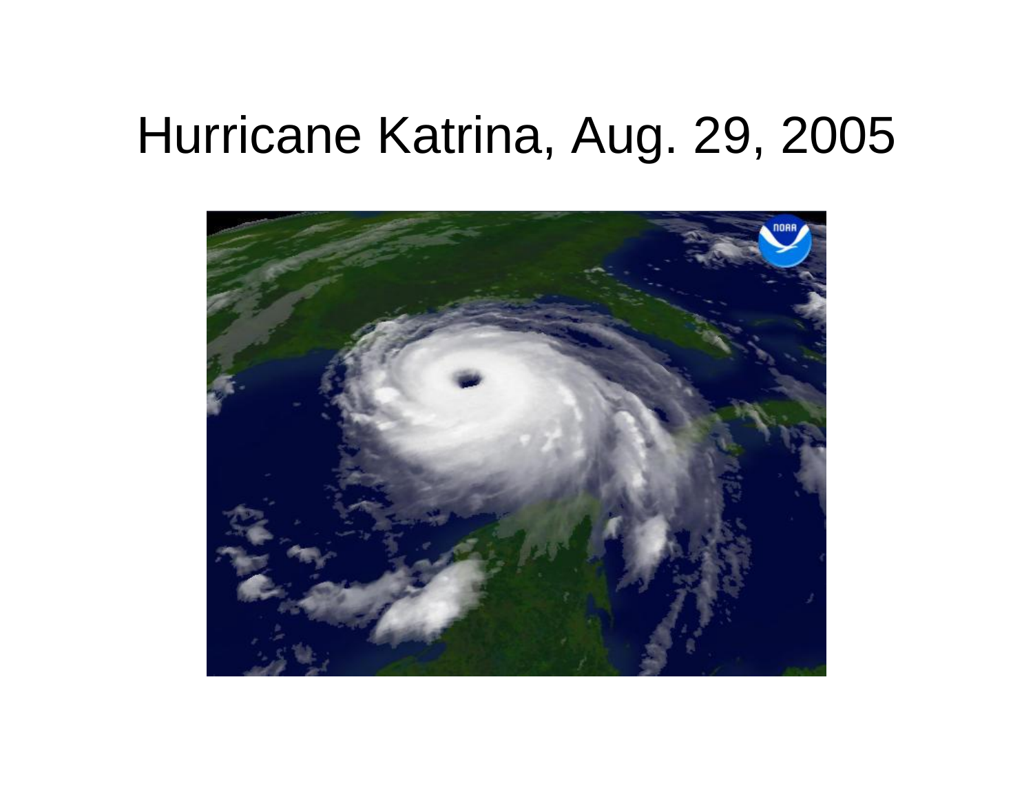# Hurricane Katrina, Aug. 29, 2005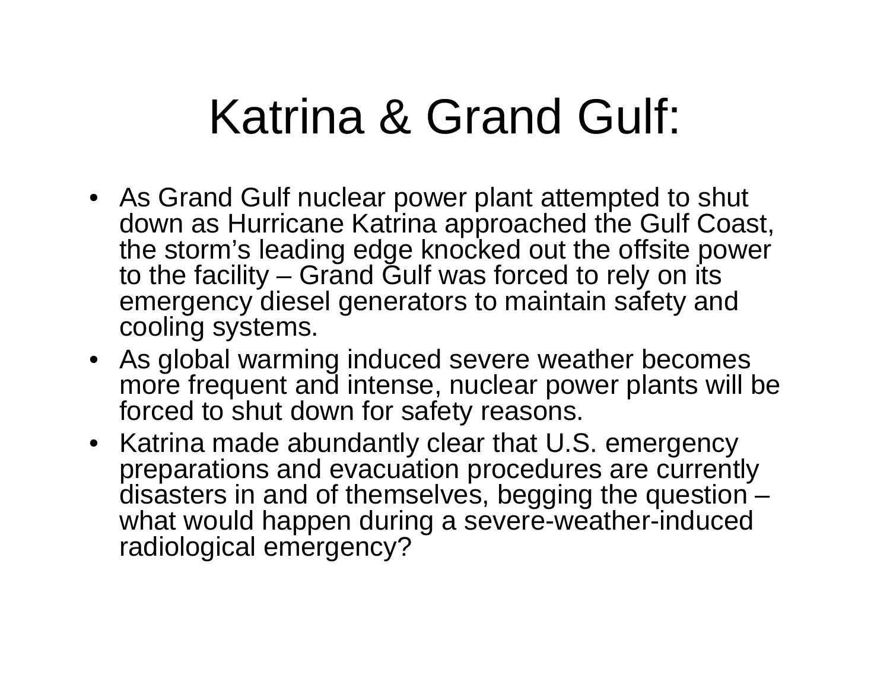# Katrina & Grand Gulf:

- As Grand Gulf nuclear power plant attempted to shut down as Hurricane Katrina approached the Gulf Coast, the storm's leading edge knocked out the offsite power to the facility – Grand Gulf was forced to rely on its emergency diesel generators to maintain safety and cooling systems.
- As global warming induced severe weather becomes more frequent and intense, nuclear power plants will be forced to shut down for safety reasons.
- Katrina made abundantly clear that U.S. emergency preparations and evacuation procedures are currently disasters in and of themselves, begging the question – what would happen during a severe-weather-induced radiological emergency?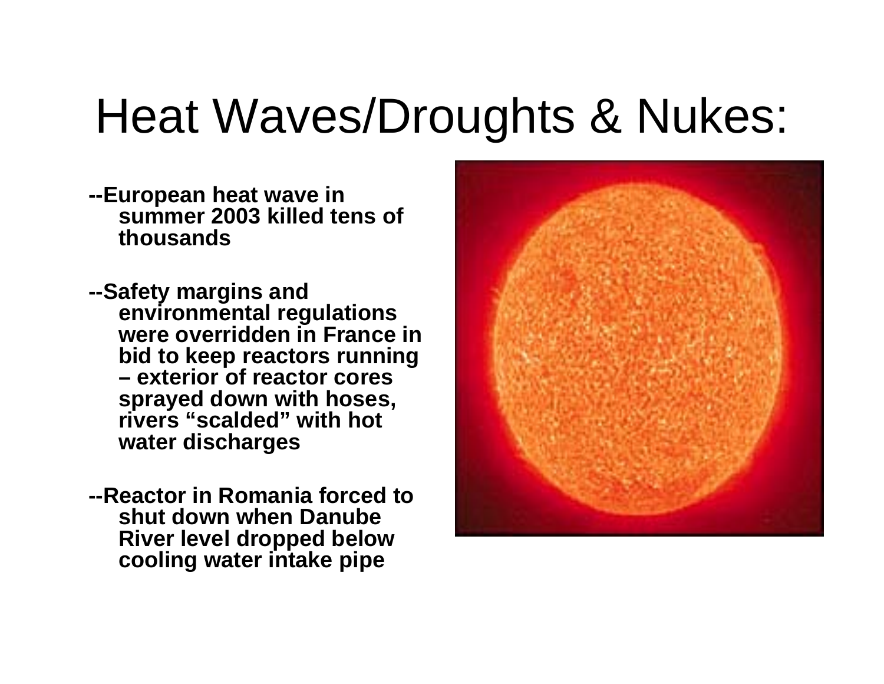# Heat Waves/Droughts & Nukes:

- **--European heat wave in summer 2003 killed tens of thousands**

- **--Safety margins and environmental regulations were overridden in France in bid to keep reactors running – exterior of reactor cores sprayed down with hoses, rivers “scalded” with hot water discharges**

- **--Reactor in Romania forced to shut down when Danube River level dropped below cooling water intake pipe**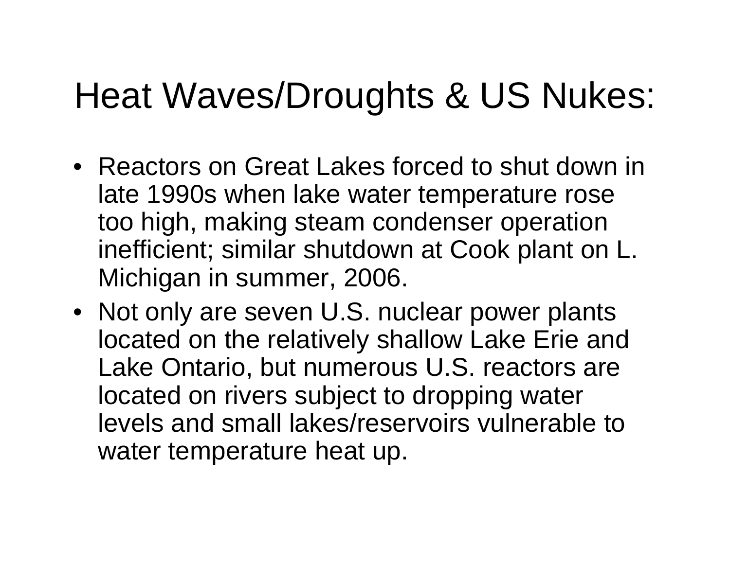# Heat Waves/Droughts & US Nukes:

- Reactors on Great Lakes forced to shut down in late 1990s when lake water temperature rose too high, making steam condenser operation inefficient; similar shutdown at Cook plant on L. Michigan in summer, 2006.
- Not only are seven U.S. nuclear power plants located on the relatively shallow Lake Erie and Lake Ontario, but numerous U.S. reactors are located on rivers subject to dropping water levels and small lakes/reservoirs vulnerable to water temperature heat up.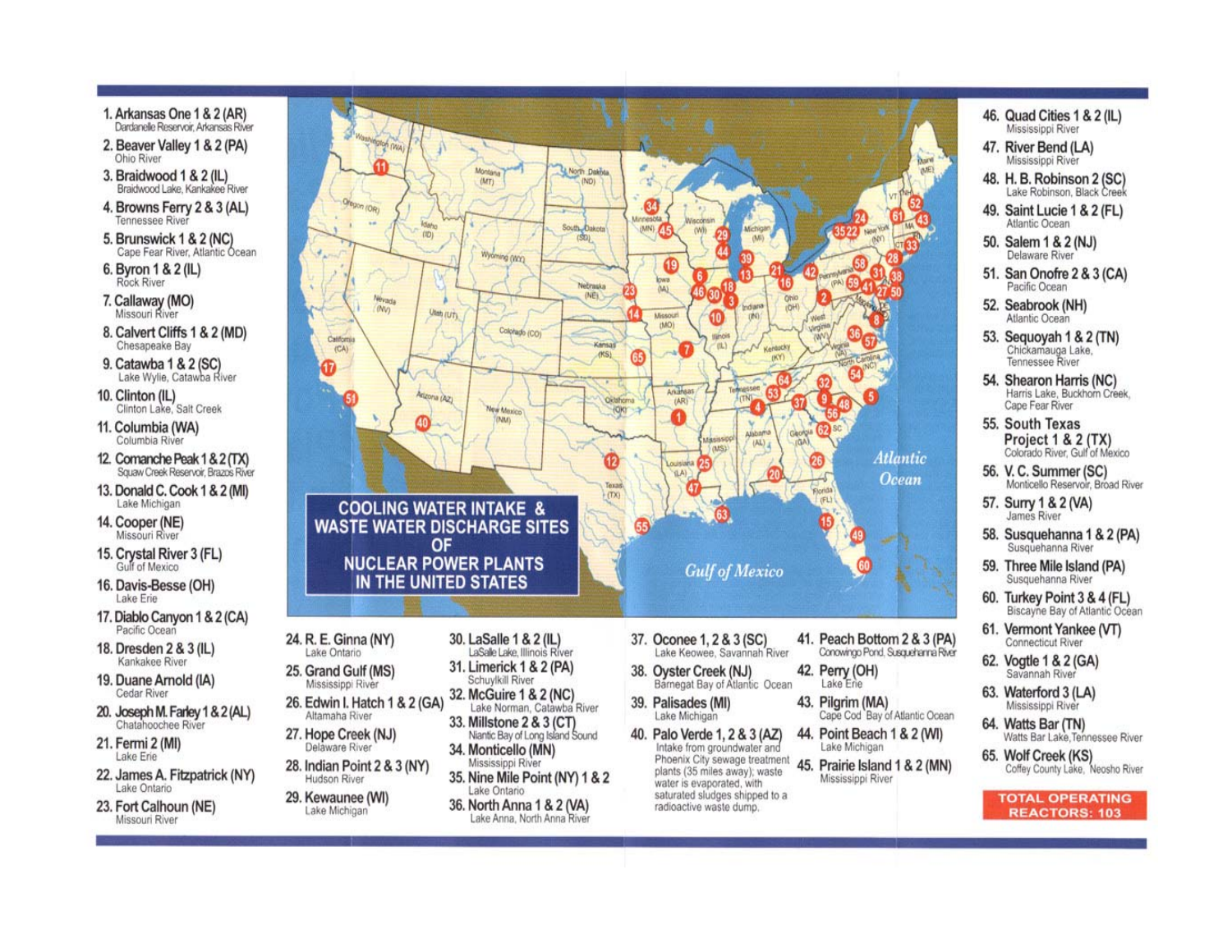# COOLING WATER INTAKE & WASTE WATER DISCHARGE SITES OF NUCLEAR POWER PLANTS IN THE UNITED STATES

1. **Arkansas One 1 & 2 (AR)** — Dardanelle Reservoir, Arkansas River
2. **Beaver Valley 1 & 2 (PA)** — Ohio River
3. **Braidwood 1 & 2 (IL)** — Braidwood Lake, Kankakee River
4. **Browns Ferry 2 & 3 (AL)** — Tennessee River
5. **Brunswick 1 & 2 (NC)** — Cape Fear River, Atlantic Ocean
6. **Byron 1 & 2 (IL)** — Rock River
7. **Callaway (MO)** — Missouri River
8. **Calvert Cliffs 1 & 2 (MD)** — Chesapeake Bay
9. **Catawba 1 & 2 (SC)** — Lake Wylie, Catawba River
10. **Clinton (IL)** — Clinton Lake, Salt Creek
11. **Columbia (WA)** — Columbia River
12. **Comanche Peak 1 & 2 (TX)** — Squaw Creek Reservoir, Brazos River
13. **Donald C. Cook 1 & 2 (MI)** — Lake Michigan
14. **Cooper (NE)** — Missouri River
15. **Crystal River 3 (FL)** — Gulf of Mexico
16. **Davis-Besse (OH)** — Lake Erie
17. **Diablo Canyon 1 & 2 (CA)** — Pacific Ocean
18. **Dresden 2 & 3 (IL)** — Kankakee River
19. **Duane Arnold (IA)** — Cedar River
20. **Joseph M. Farley 1 & 2 (AL)** — Chatahoochee River
21. **Fermi 2 (MI)** — Lake Erie
22. **James A. Fitzpatrick (NY)** — Lake Ontario
23. **Fort Calhoun (NE)** — Missouri River
24. **R. E. Ginna (NY)** — Lake Ontario
25. **Grand Gulf (MS)** — Mississippi River
26. **Edwin I. Hatch 1 & 2 (GA)** — Altamaha River
27. **Hope Creek (NJ)** — Delaware River
28. **Indian Point 2 & 3 (NY)** — Hudson River
29. **Kewaunee (WI)** — Lake Michigan
30. **LaSalle 1 & 2 (IL)** — LaSalle Lake, Illinois River
31. **Limerick 1 & 2 (PA)** — Schuylkill River
32. **McGuire 1 & 2 (NC)** — Lake Norman, Catawba River
33. **Millstone 2 & 3 (CT)** — Niantic Bay of Long Island Sound
34. **Monticello (MN)** — Mississippi River
35. **Nine Mile Point (NY) 1 & 2** — Lake Ontario
36. **North Anna 1 & 2 (VA)** — Lake Anna, North Anna River
37. **Oconee 1, 2 & 3 (SC)** — Lake Keowee, Savannah River
38. **Oyster Creek (NJ)** — Barnegat Bay of Atlantic Ocean
39. **Palisades (MI)** — Lake Michigan
40. **Palo Verde 1, 2 & 3 (AZ)** — Intake from groundwater and Phoenix City sewage treatment plants (35 miles away); waste water is evaporated, with saturated sludges shipped to a radioactive waste dump.
41. **Peach Bottom 2 & 3 (PA)** — Conowingo Pond, Susquehanna River
42. **Perry (OH)** — Lake Erie
43. **Pilgrim (MA)** — Cape Cod Bay of Atlantic Ocean
44. **Point Beach 1 & 2 (WI)** — Lake Michigan
45. **Prairie Island 1 & 2 (MN)** — Mississippi River
46. **Quad Cities 1 & 2 (IL)** — Mississippi River
47. **River Bend (LA)** — Mississippi River
48. **H. B. Robinson 2 (SC)** — Lake Robinson, Black Creek
49. **Saint Lucie 1 & 2 (FL)** — Atlantic Ocean
50. **Salem 1 & 2 (NJ)** — Delaware River
51. **San Onofre 2 & 3 (CA)** — Pacific Ocean
52. **Seabrook (NH)** — Atlantic Ocean
53. **Sequoyah 1 & 2 (TN)** — Chickamauga Lake, Tennessee River
54. **Shearon Harris (NC)** — Harris Lake, Buckhorn Creek, Cape Fear River
55. **South Texas Project 1 & 2 (TX)** — Colorado River, Gulf of Mexico
56. **V. C. Summer (SC)** — Monticello Reservoir, Broad River
57. **Surry 1 & 2 (VA)** — James River
58. **Susquehanna 1 & 2 (PA)** — Susquehanna River
59. **Three Mile Island (PA)** — Susquehanna River
60. **Turkey Point 3 & 4 (FL)** — Biscayne Bay of Atlantic Ocean
61. **Vermont Yankee (VT)** — Connecticut River
62. **Vogtle 1 & 2 (GA)** — Savannah River
63. **Waterford 3 (LA)** — Mississippi River
64. **Watts Bar (TN)** — Watts Bar Lake, Tennessee River
65. **Wolf Creek (KS)** — Coffey County Lake, Neosho River

**TOTAL OPERATING REACTORS: 103**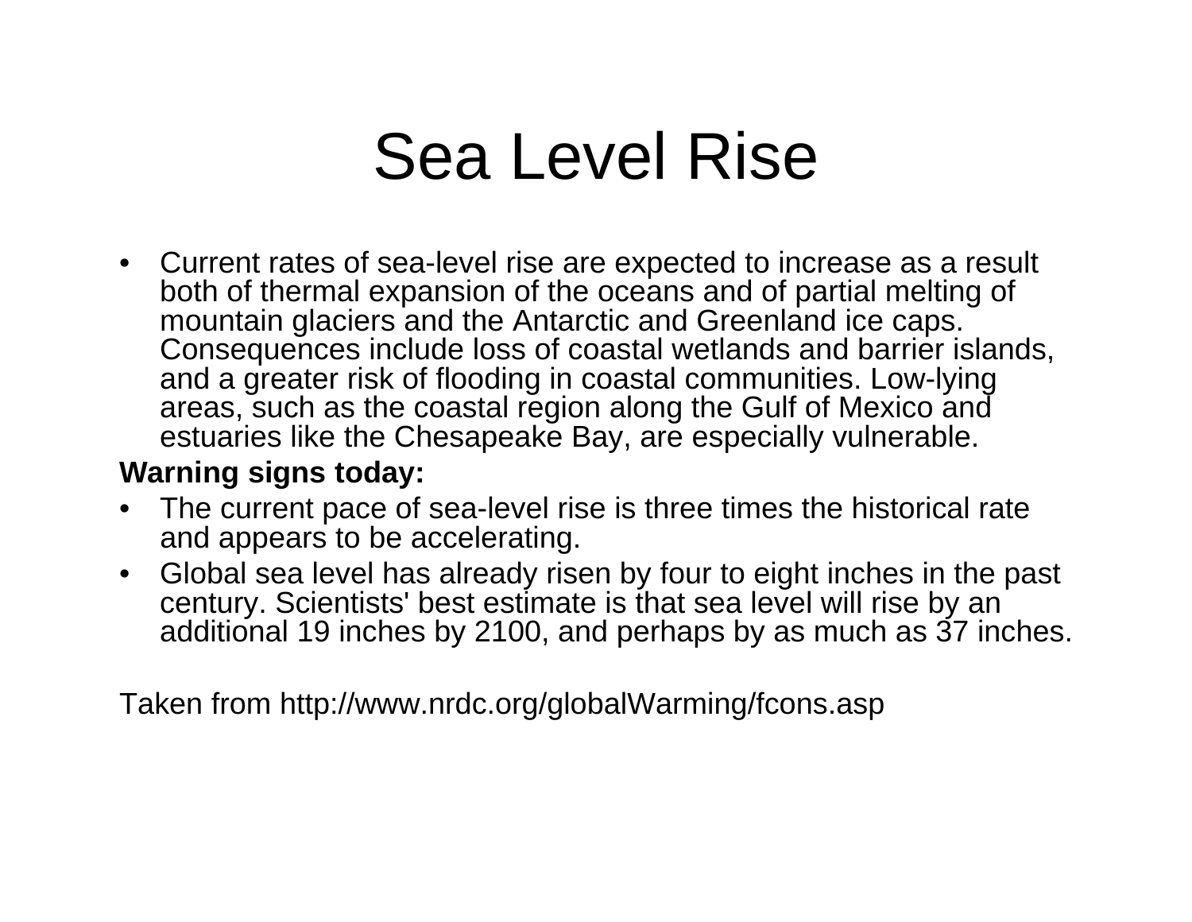# Sea Level Rise

- Current rates of sea-level rise are expected to increase as a result both of thermal expansion of the oceans and of partial melting of mountain glaciers and the Antarctic and Greenland ice caps. Consequences include loss of coastal wetlands and barrier islands, and a greater risk of flooding in coastal communities. Low-lying areas, such as the coastal region along the Gulf of Mexico and estuaries like the Chesapeake Bay, are especially vulnerable.

**Warning signs today:**

- The current pace of sea-level rise is three times the historical rate and appears to be accelerating.
- Global sea level has already risen by four to eight inches in the past century. Scientists' best estimate is that sea level will rise by an additional 19 inches by 2100, and perhaps by as much as 37 inches.

Taken from http://www.nrdc.org/globalWarming/fcons.asp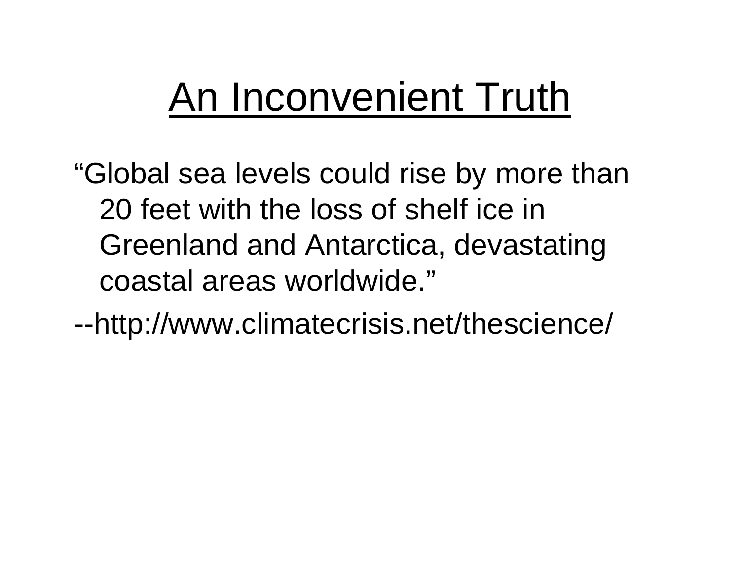# An Inconvenient Truth

"Global sea levels could rise by more than 20 feet with the loss of shelf ice in Greenland and Antarctica, devastating coastal areas worldwide."

--http://www.climatecrisis.net/thescience/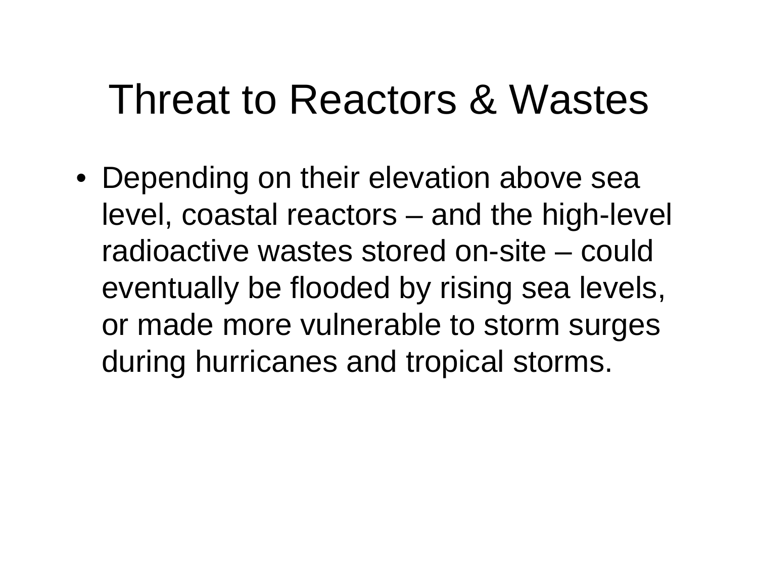# Threat to Reactors & Wastes

- Depending on their elevation above sea level, coastal reactors – and the high-level radioactive wastes stored on-site – could eventually be flooded by rising sea levels, or made more vulnerable to storm surges during hurricanes and tropical storms.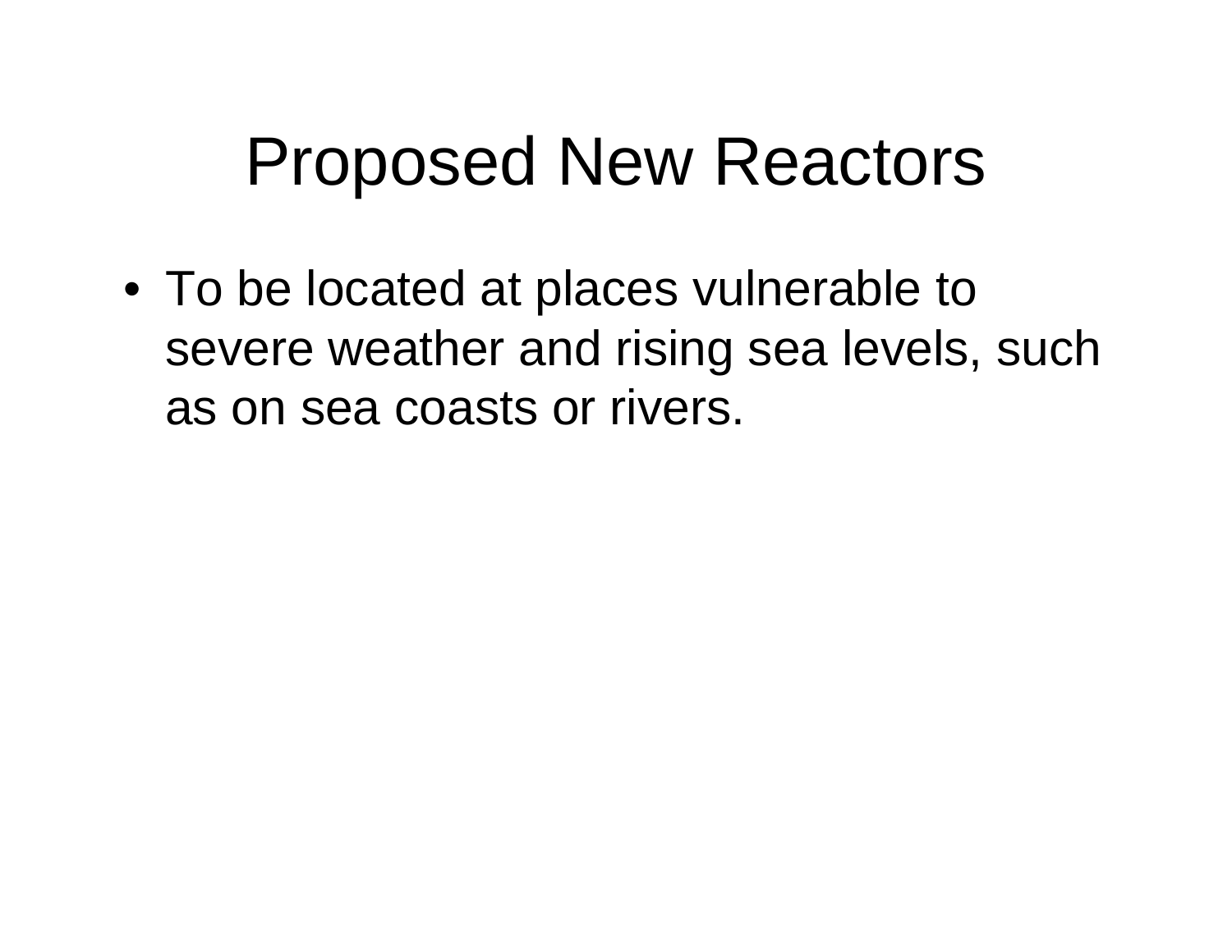# Proposed New Reactors

- To be located at places vulnerable to severe weather and rising sea levels, such as on sea coasts or rivers.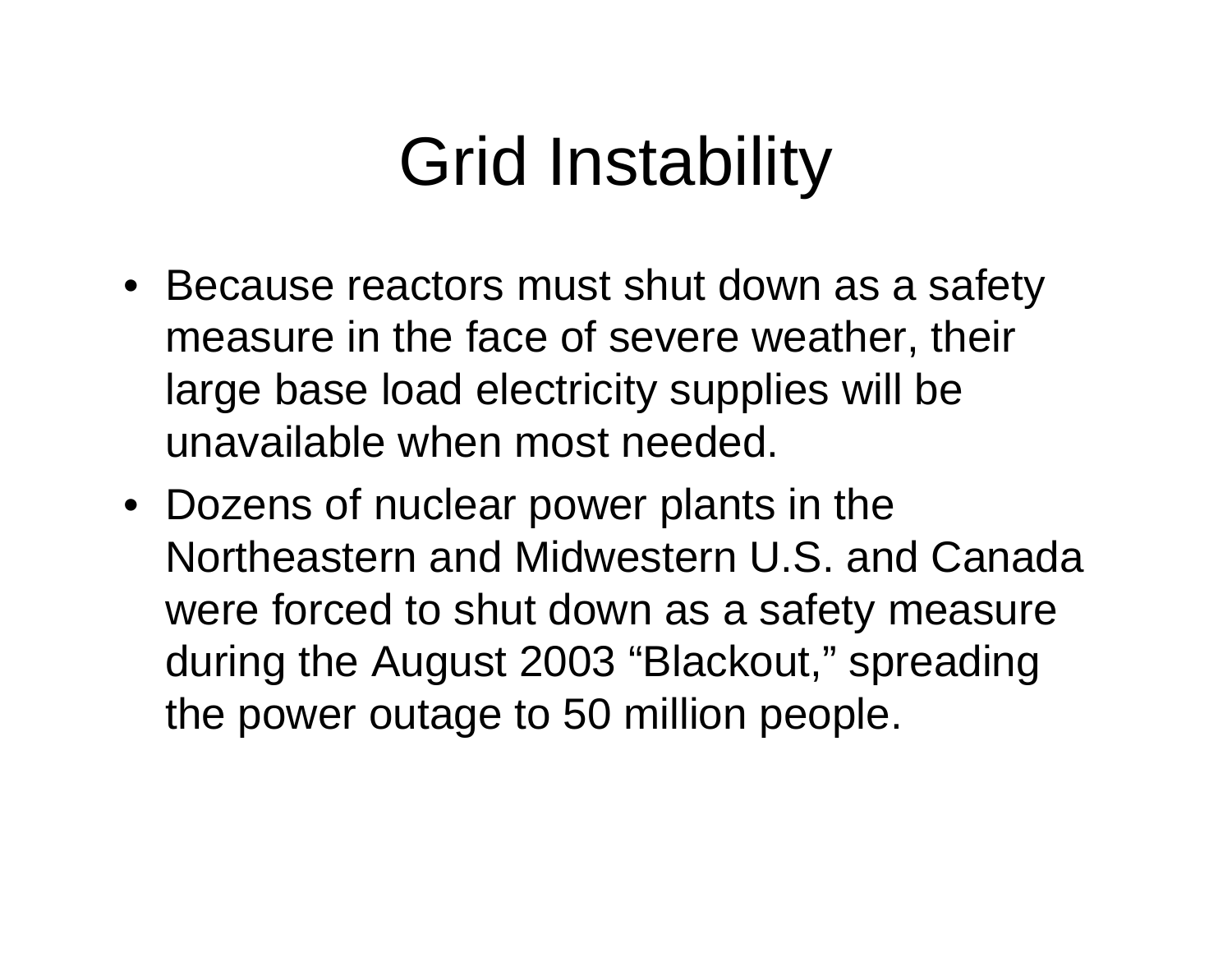# Grid Instability

- Because reactors must shut down as a safety measure in the face of severe weather, their large base load electricity supplies will be unavailable when most needed.
- Dozens of nuclear power plants in the Northeastern and Midwestern U.S. and Canada were forced to shut down as a safety measure during the August 2003 “Blackout,” spreading the power outage to 50 million people.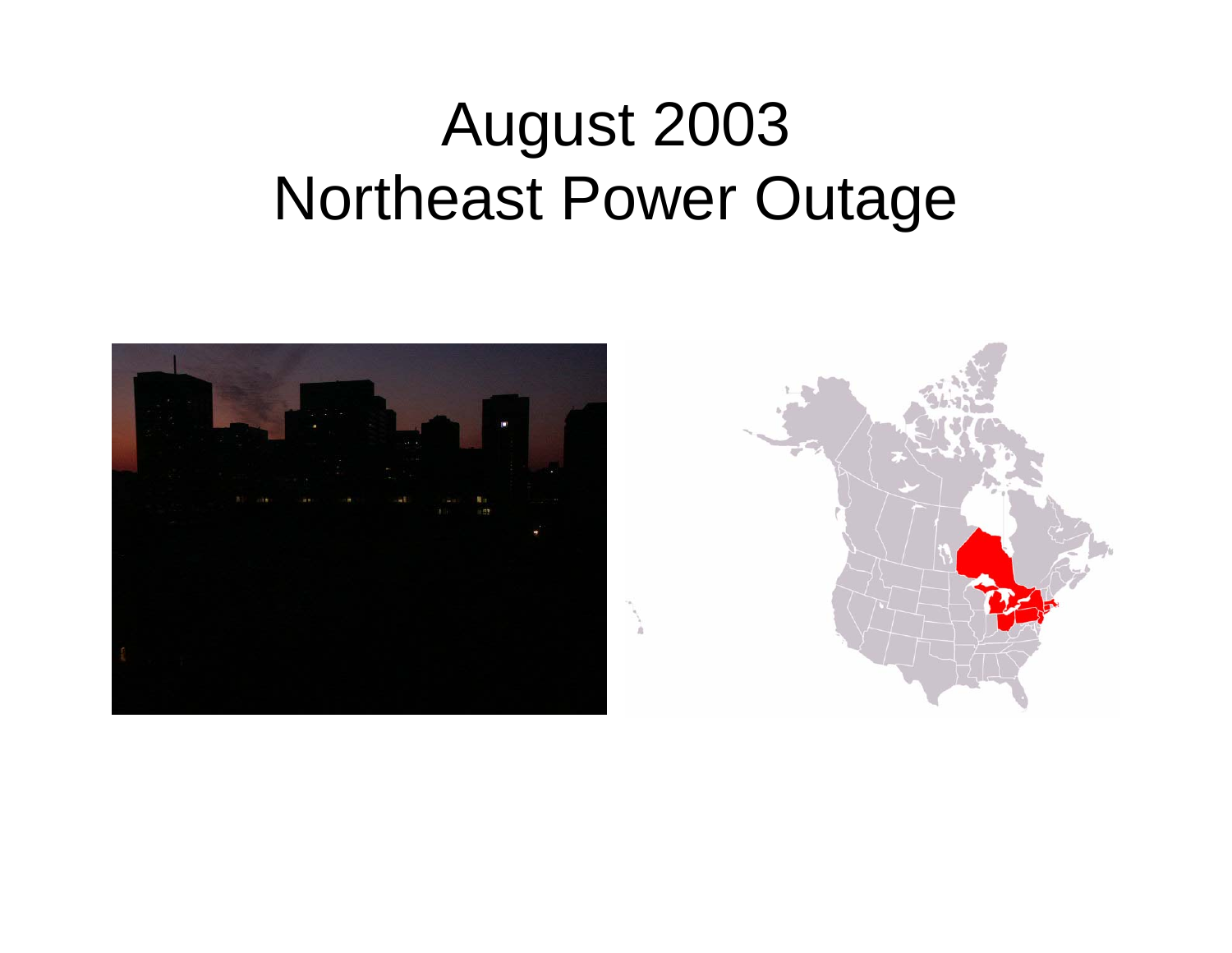# August 2003 Northeast Power Outage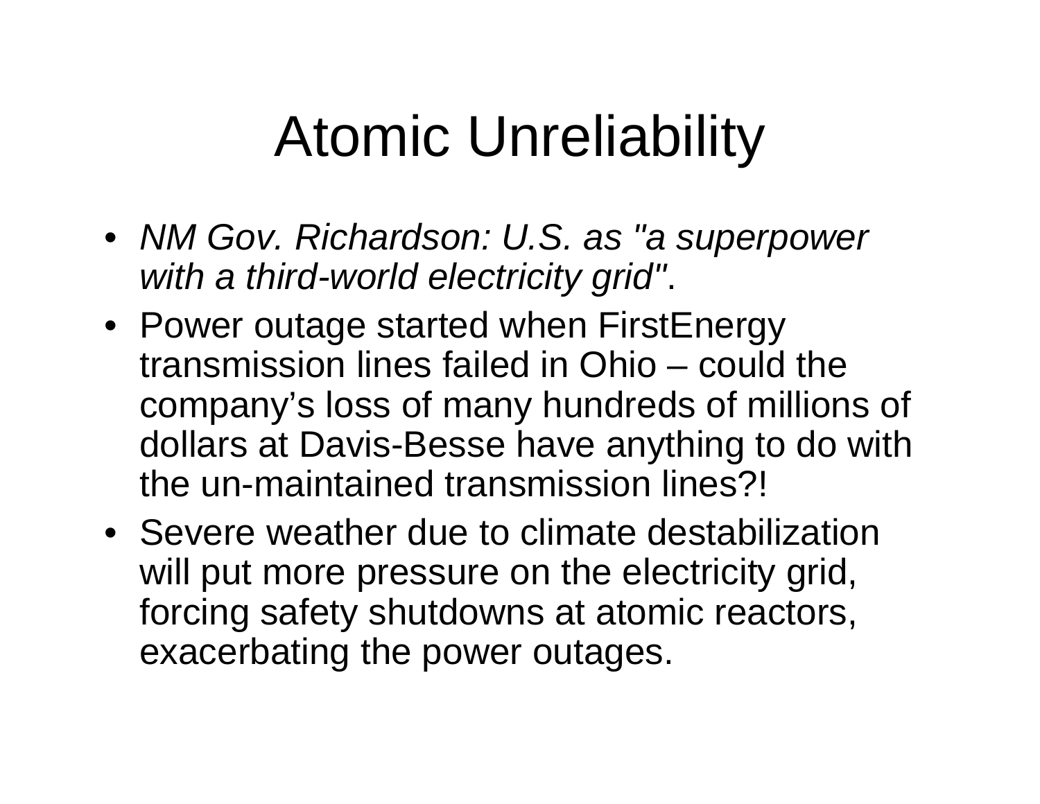# Atomic Unreliability

- *NM Gov. Richardson: U.S. as "a superpower with a third-world electricity grid"*.
- Power outage started when FirstEnergy transmission lines failed in Ohio – could the company's loss of many hundreds of millions of dollars at Davis-Besse have anything to do with the un-maintained transmission lines?!
- Severe weather due to climate destabilization will put more pressure on the electricity grid, forcing safety shutdowns at atomic reactors, exacerbating the power outages.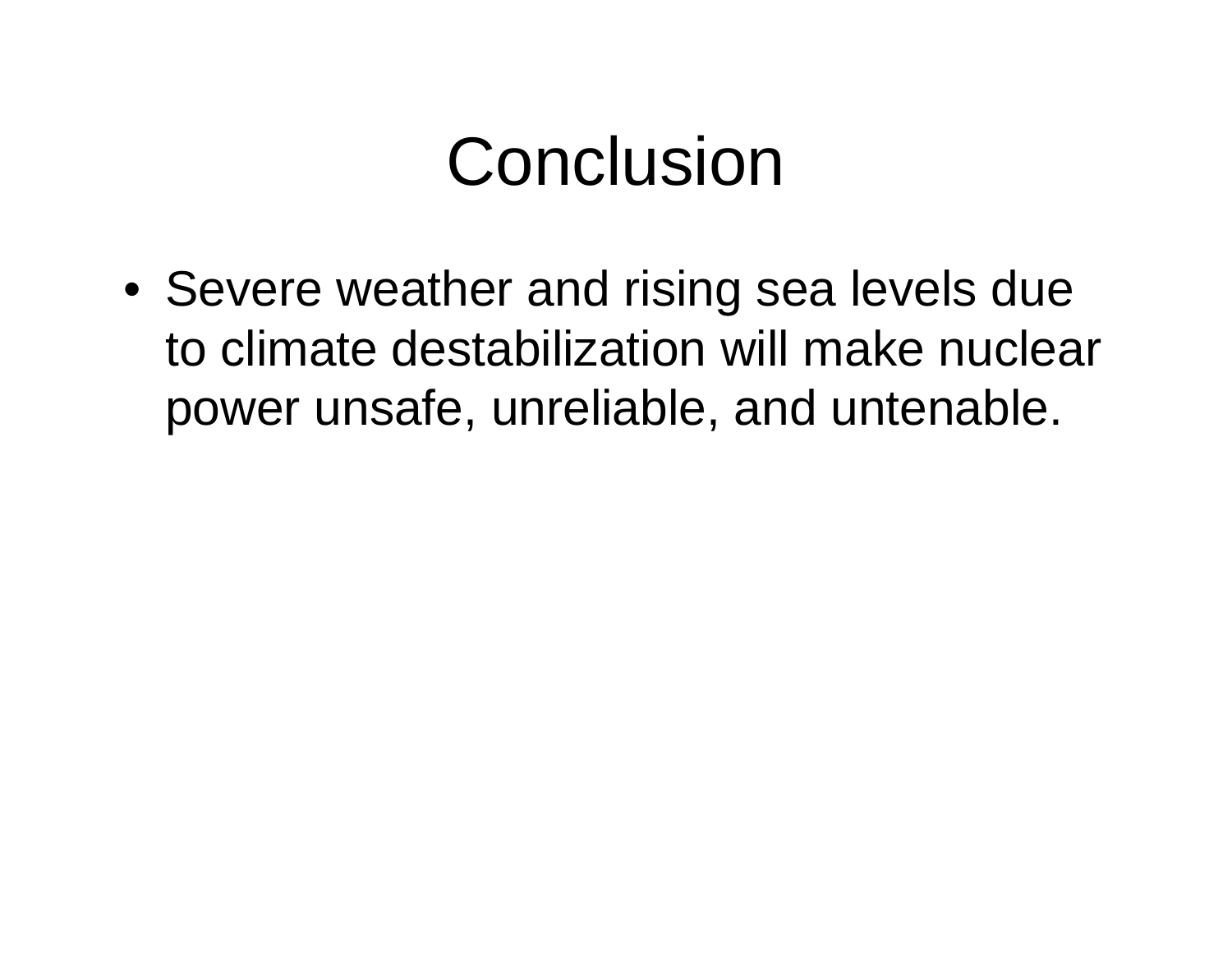# Conclusion

- Severe weather and rising sea levels due to climate destabilization will make nuclear power unsafe, unreliable, and untenable.